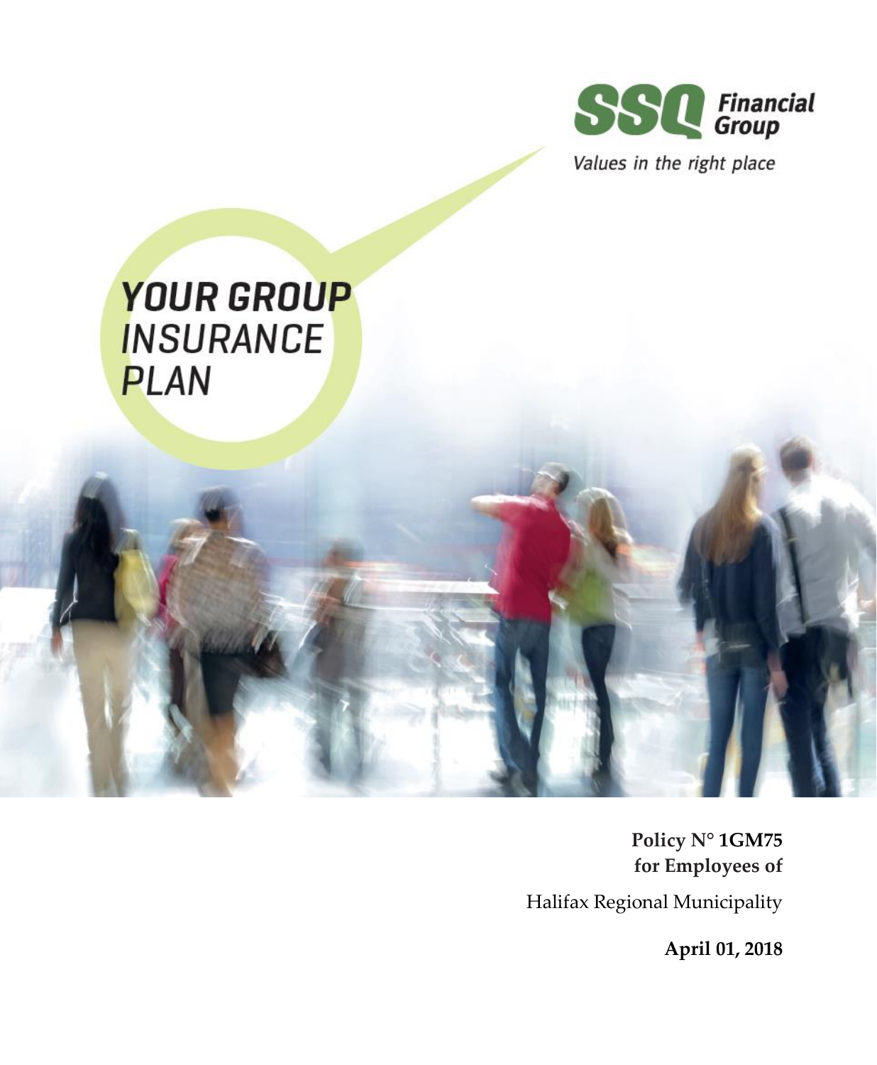SSQ Financial Group

*Values in the right place*

# YOUR GROUP INSURANCE PLAN

**Policy N° 1GM75**
**for Employees of**

Halifax Regional Municipality

**April 01, 2018**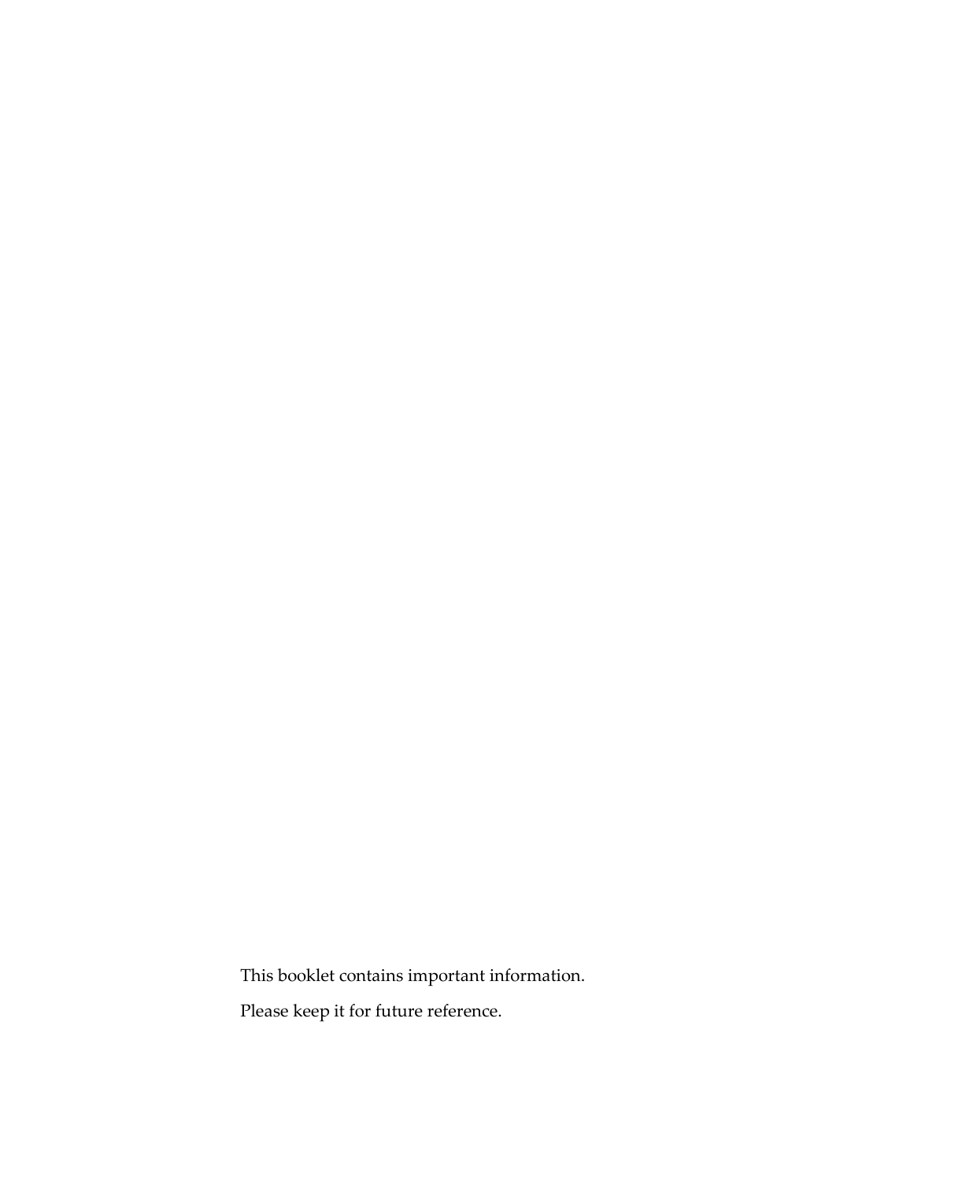This booklet contains important information.

Please keep it for future reference.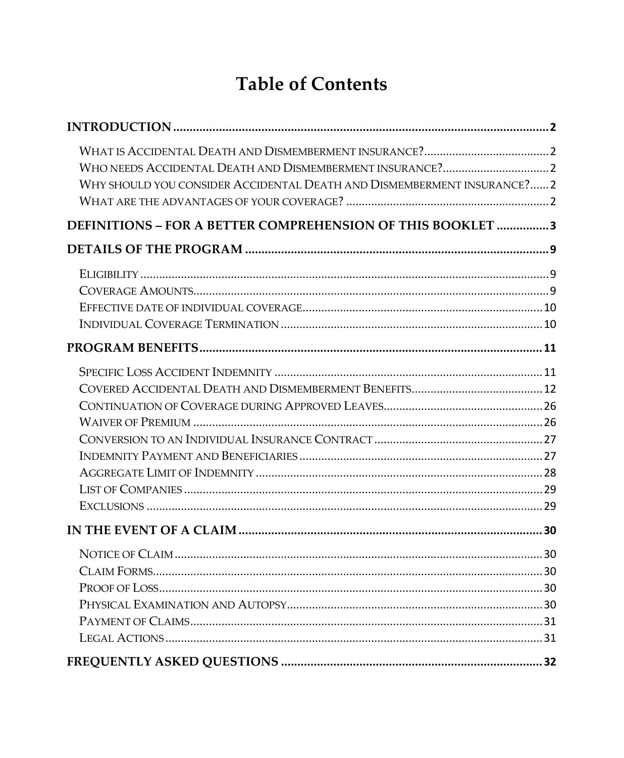# Table of Contents

**INTRODUCTION** .......... **2**

- What is Accidental Death and Dismemberment insurance? .......... 2
- Who needs Accidental Death and Dismemberment insurance? .......... 2
- Why should you consider Accidental Death and Dismemberment insurance? .......... 2
- What are the advantages of your coverage? .......... 2

**DEFINITIONS – FOR A BETTER COMPREHENSION OF THIS BOOKLET** .......... **3**

**DETAILS OF THE PROGRAM** .......... **9**

- Eligibility .......... 9
- Coverage Amounts .......... 9
- Effective date of individual coverage .......... 10
- Individual Coverage Termination .......... 10

**PROGRAM BENEFITS** .......... **11**

- Specific Loss Accident Indemnity .......... 11
- Covered Accidental Death and Dismemberment Benefits .......... 12
- Continuation of Coverage during Approved Leaves .......... 26
- Waiver of Premium .......... 26
- Conversion to an Individual Insurance Contract .......... 27
- Indemnity Payment and Beneficiaries .......... 27
- Aggregate Limit of Indemnity .......... 28
- List of Companies .......... 29
- Exclusions .......... 29

**IN THE EVENT OF A CLAIM** .......... **30**

- Notice of Claim .......... 30
- Claim Forms .......... 30
- Proof of Loss .......... 30
- Physical Examination and Autopsy .......... 30
- Payment of Claims .......... 31
- Legal Actions .......... 31

**FREQUENTLY ASKED QUESTIONS** .......... **32**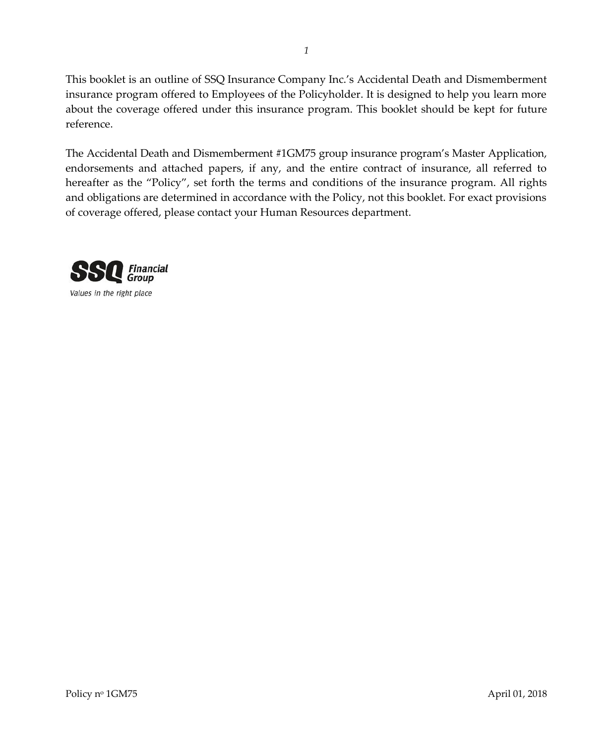This booklet is an outline of SSQ Insurance Company Inc.'s Accidental Death and Dismemberment insurance program offered to Employees of the Policyholder. It is designed to help you learn more about the coverage offered under this insurance program. This booklet should be kept for future reference.

The Accidental Death and Dismemberment #1GM75 group insurance program's Master Application, endorsements and attached papers, if any, and the entire contract of insurance, all referred to hereafter as the "Policy", set forth the terms and conditions of the insurance program. All rights and obligations are determined in accordance with the Policy, not this booklet. For exact provisions of coverage offered, please contact your Human Resources department.

SSQ Financial Group

Values in the right place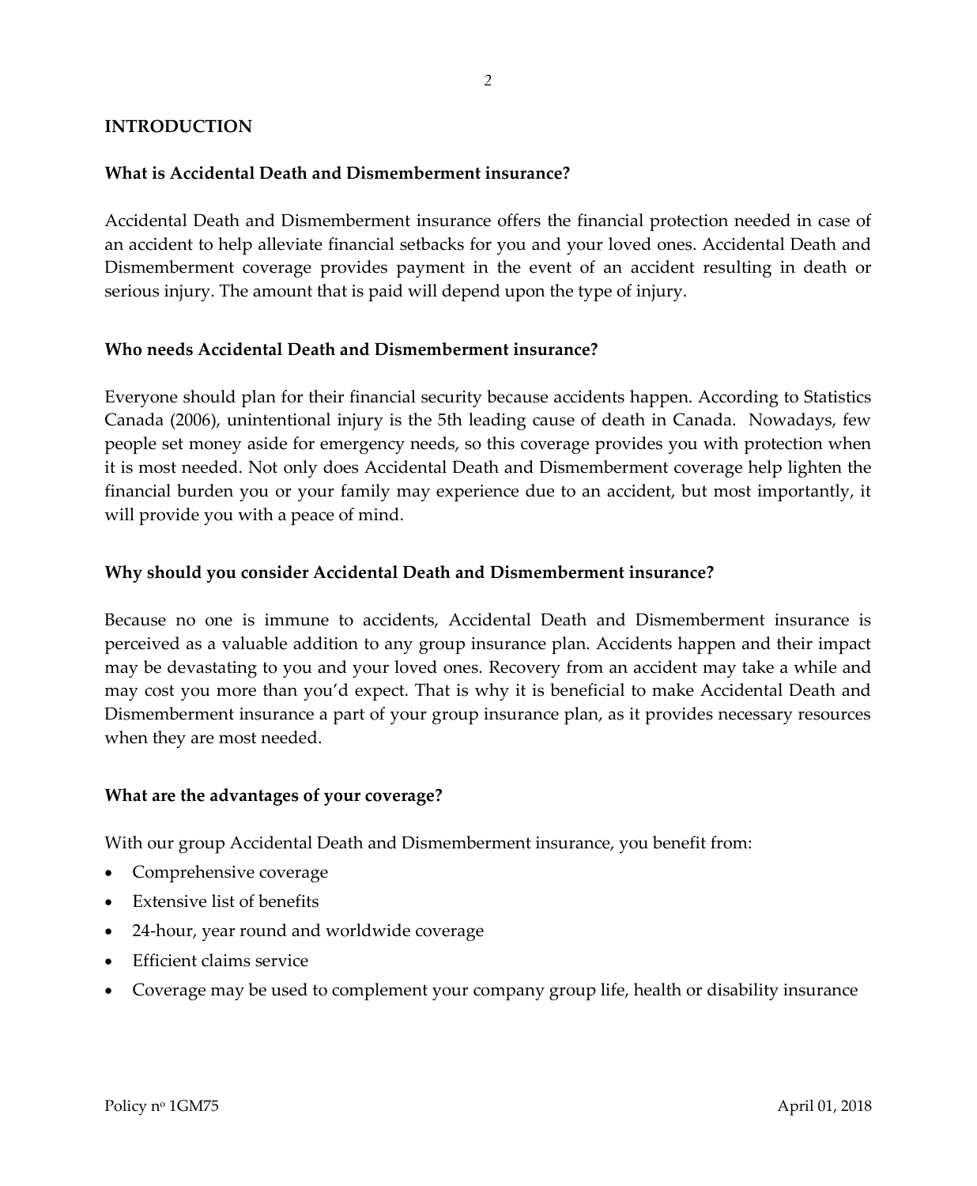## INTRODUCTION

### What is Accidental Death and Dismemberment insurance?

Accidental Death and Dismemberment insurance offers the financial protection needed in case of an accident to help alleviate financial setbacks for you and your loved ones. Accidental Death and Dismemberment coverage provides payment in the event of an accident resulting in death or serious injury. The amount that is paid will depend upon the type of injury.

### Who needs Accidental Death and Dismemberment insurance?

Everyone should plan for their financial security because accidents happen. According to Statistics Canada (2006), unintentional injury is the 5th leading cause of death in Canada. Nowadays, few people set money aside for emergency needs, so this coverage provides you with protection when it is most needed. Not only does Accidental Death and Dismemberment coverage help lighten the financial burden you or your family may experience due to an accident, but most importantly, it will provide you with a peace of mind.

### Why should you consider Accidental Death and Dismemberment insurance?

Because no one is immune to accidents, Accidental Death and Dismemberment insurance is perceived as a valuable addition to any group insurance plan. Accidents happen and their impact may be devastating to you and your loved ones. Recovery from an accident may take a while and may cost you more than you'd expect. That is why it is beneficial to make Accidental Death and Dismemberment insurance a part of your group insurance plan, as it provides necessary resources when they are most needed.

### What are the advantages of your coverage?

With our group Accidental Death and Dismemberment insurance, you benefit from:

- Comprehensive coverage
- Extensive list of benefits
- 24-hour, year round and worldwide coverage
- Efficient claims service
- Coverage may be used to complement your company group life, health or disability insurance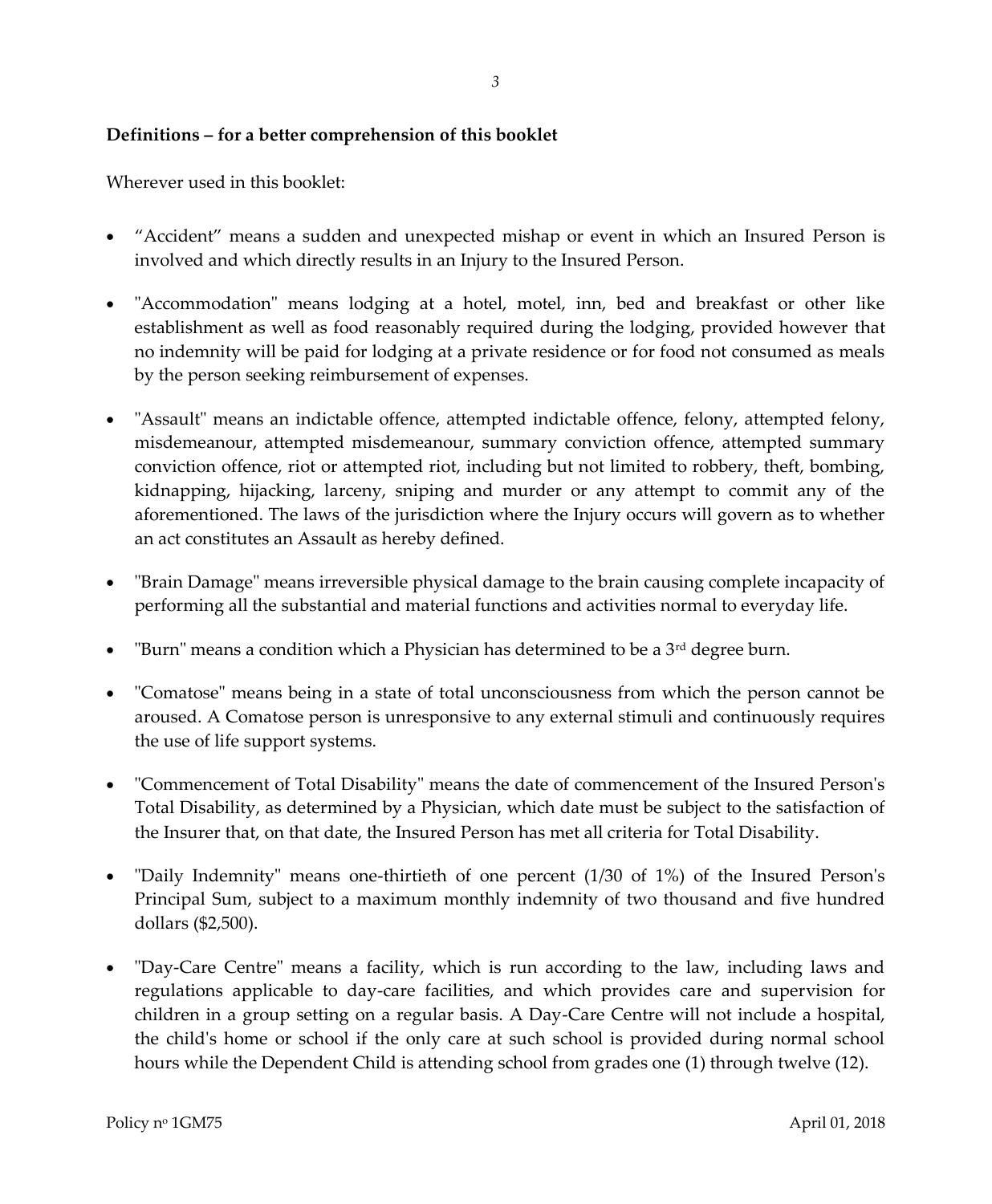**Definitions – for a better comprehension of this booklet**

Wherever used in this booklet:

- “Accident” means a sudden and unexpected mishap or event in which an Insured Person is involved and which directly results in an Injury to the Insured Person.

- "Accommodation" means lodging at a hotel, motel, inn, bed and breakfast or other like establishment as well as food reasonably required during the lodging, provided however that no indemnity will be paid for lodging at a private residence or for food not consumed as meals by the person seeking reimbursement of expenses.

- "Assault" means an indictable offence, attempted indictable offence, felony, attempted felony, misdemeanour, attempted misdemeanour, summary conviction offence, attempted summary conviction offence, riot or attempted riot, including but not limited to robbery, theft, bombing, kidnapping, hijacking, larceny, sniping and murder or any attempt to commit any of the aforementioned. The laws of the jurisdiction where the Injury occurs will govern as to whether an act constitutes an Assault as hereby defined.

- "Brain Damage" means irreversible physical damage to the brain causing complete incapacity of performing all the substantial and material functions and activities normal to everyday life.

- "Burn" means a condition which a Physician has determined to be a 3rd degree burn.

- "Comatose" means being in a state of total unconsciousness from which the person cannot be aroused. A Comatose person is unresponsive to any external stimuli and continuously requires the use of life support systems.

- "Commencement of Total Disability" means the date of commencement of the Insured Person's Total Disability, as determined by a Physician, which date must be subject to the satisfaction of the Insurer that, on that date, the Insured Person has met all criteria for Total Disability.

- "Daily Indemnity" means one-thirtieth of one percent (1/30 of 1%) of the Insured Person's Principal Sum, subject to a maximum monthly indemnity of two thousand and five hundred dollars ($2,500).

- "Day-Care Centre" means a facility, which is run according to the law, including laws and regulations applicable to day-care facilities, and which provides care and supervision for children in a group setting on a regular basis. A Day-Care Centre will not include a hospital, the child's home or school if the only care at such school is provided during normal school hours while the Dependent Child is attending school from grades one (1) through twelve (12).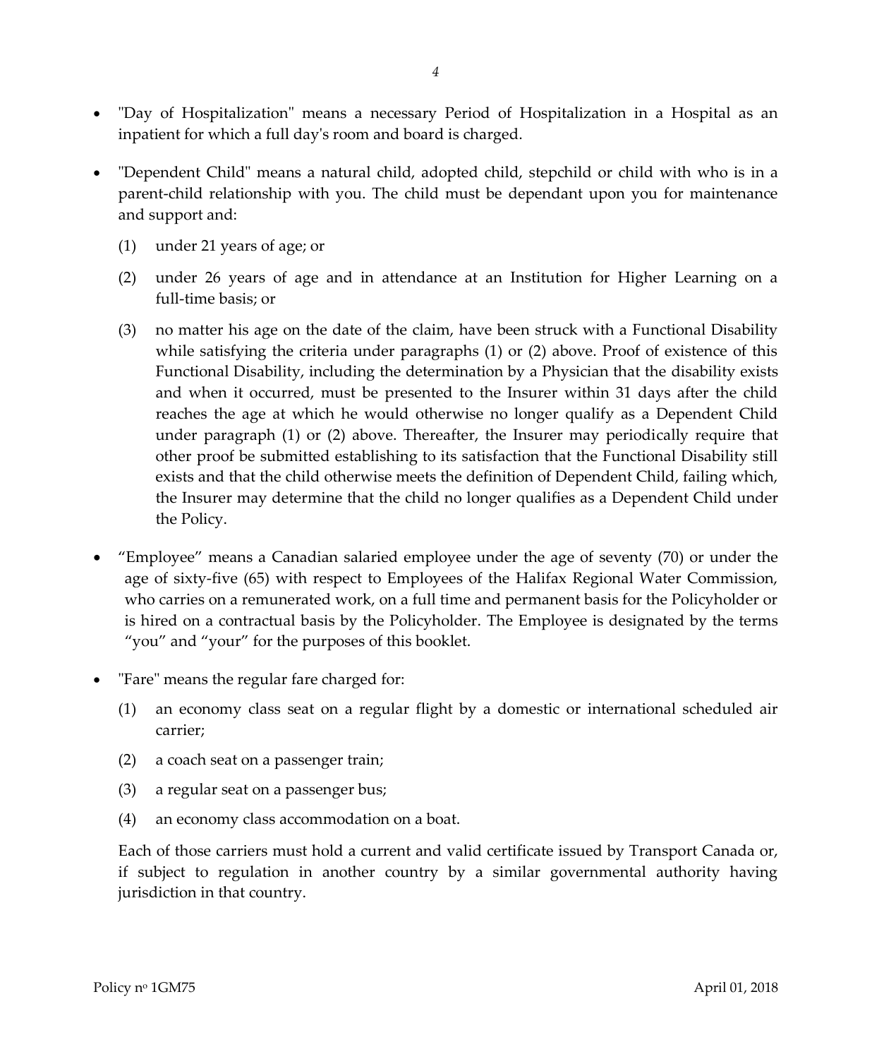- "Day of Hospitalization" means a necessary Period of Hospitalization in a Hospital as an inpatient for which a full day's room and board is charged.

- "Dependent Child" means a natural child, adopted child, stepchild or child with who is in a parent-child relationship with you. The child must be dependant upon you for maintenance and support and:

  (1) under 21 years of age; or

  (2) under 26 years of age and in attendance at an Institution for Higher Learning on a full-time basis; or

  (3) no matter his age on the date of the claim, have been struck with a Functional Disability while satisfying the criteria under paragraphs (1) or (2) above. Proof of existence of this Functional Disability, including the determination by a Physician that the disability exists and when it occurred, must be presented to the Insurer within 31 days after the child reaches the age at which he would otherwise no longer qualify as a Dependent Child under paragraph (1) or (2) above. Thereafter, the Insurer may periodically require that other proof be submitted establishing to its satisfaction that the Functional Disability still exists and that the child otherwise meets the definition of Dependent Child, failing which, the Insurer may determine that the child no longer qualifies as a Dependent Child under the Policy.

- "Employee" means a Canadian salaried employee under the age of seventy (70) or under the age of sixty-five (65) with respect to Employees of the Halifax Regional Water Commission, who carries on a remunerated work, on a full time and permanent basis for the Policyholder or is hired on a contractual basis by the Policyholder. The Employee is designated by the terms "you" and "your" for the purposes of this booklet.

- "Fare" means the regular fare charged for:

  (1) an economy class seat on a regular flight by a domestic or international scheduled air carrier;

  (2) a coach seat on a passenger train;

  (3) a regular seat on a passenger bus;

  (4) an economy class accommodation on a boat.

  Each of those carriers must hold a current and valid certificate issued by Transport Canada or, if subject to regulation in another country by a similar governmental authority having jurisdiction in that country.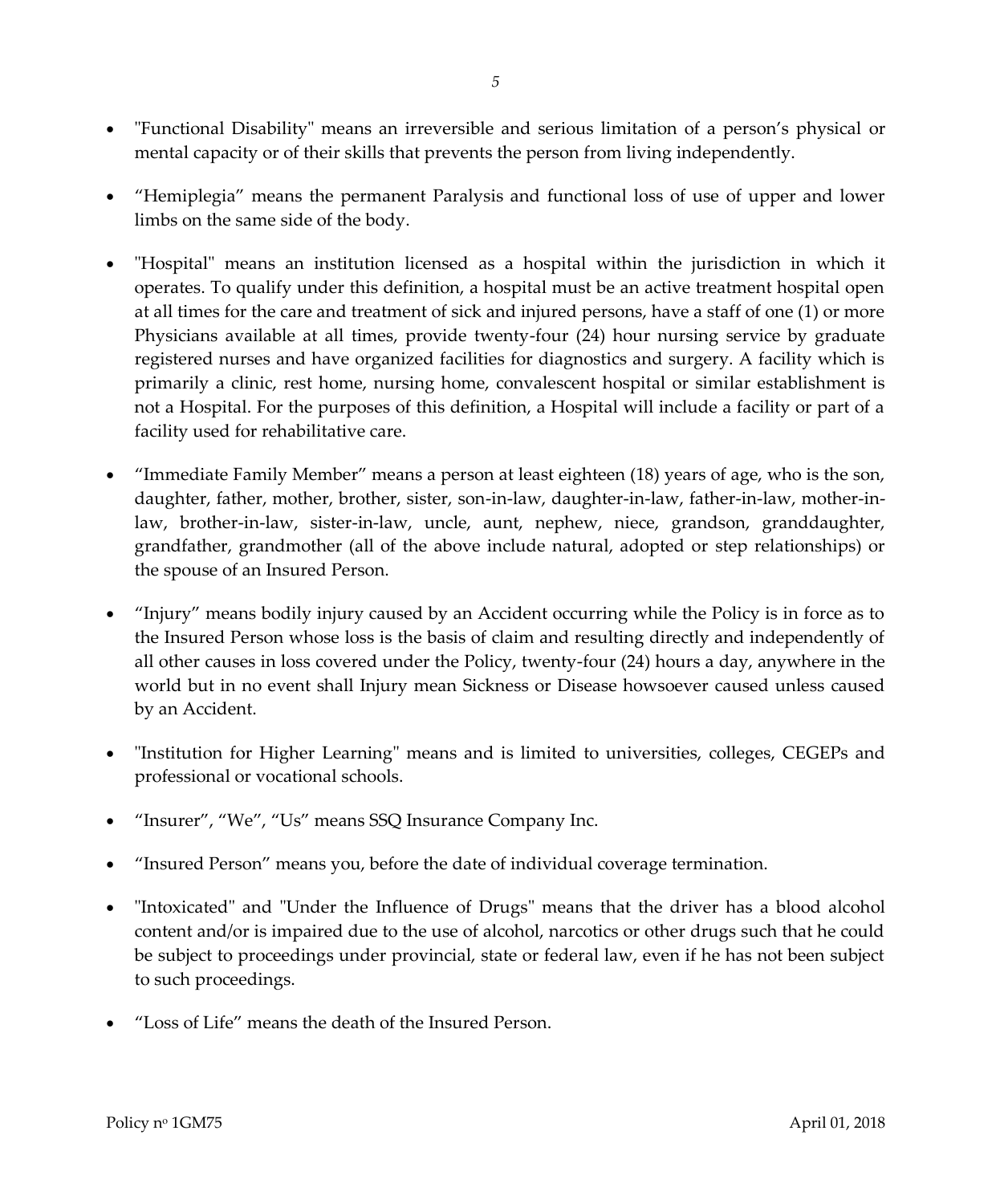- "Functional Disability" means an irreversible and serious limitation of a person's physical or mental capacity or of their skills that prevents the person from living independently.

- "Hemiplegia" means the permanent Paralysis and functional loss of use of upper and lower limbs on the same side of the body.

- "Hospital" means an institution licensed as a hospital within the jurisdiction in which it operates. To qualify under this definition, a hospital must be an active treatment hospital open at all times for the care and treatment of sick and injured persons, have a staff of one (1) or more Physicians available at all times, provide twenty-four (24) hour nursing service by graduate registered nurses and have organized facilities for diagnostics and surgery. A facility which is primarily a clinic, rest home, nursing home, convalescent hospital or similar establishment is not a Hospital. For the purposes of this definition, a Hospital will include a facility or part of a facility used for rehabilitative care.

- "Immediate Family Member" means a person at least eighteen (18) years of age, who is the son, daughter, father, mother, brother, sister, son-in-law, daughter-in-law, father-in-law, mother-in-law, brother-in-law, sister-in-law, uncle, aunt, nephew, niece, grandson, granddaughter, grandfather, grandmother (all of the above include natural, adopted or step relationships) or the spouse of an Insured Person.

- "Injury" means bodily injury caused by an Accident occurring while the Policy is in force as to the Insured Person whose loss is the basis of claim and resulting directly and independently of all other causes in loss covered under the Policy, twenty-four (24) hours a day, anywhere in the world but in no event shall Injury mean Sickness or Disease howsoever caused unless caused by an Accident.

- "Institution for Higher Learning" means and is limited to universities, colleges, CEGEPs and professional or vocational schools.

- "Insurer", "We", "Us" means SSQ Insurance Company Inc.

- "Insured Person" means you, before the date of individual coverage termination.

- "Intoxicated" and "Under the Influence of Drugs" means that the driver has a blood alcohol content and/or is impaired due to the use of alcohol, narcotics or other drugs such that he could be subject to proceedings under provincial, state or federal law, even if he has not been subject to such proceedings.

- "Loss of Life" means the death of the Insured Person.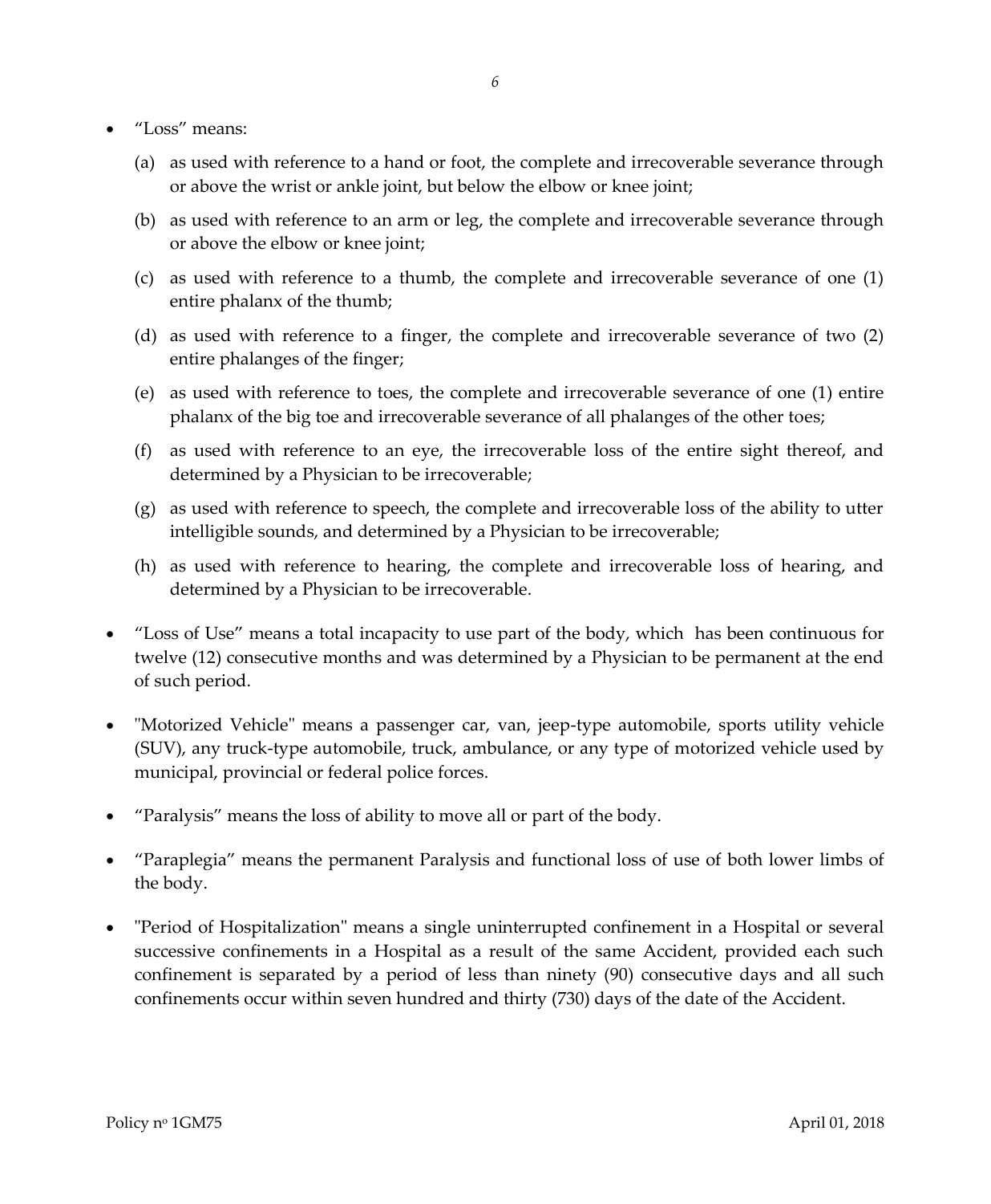- "Loss" means:

  (a) as used with reference to a hand or foot, the complete and irrecoverable severance through or above the wrist or ankle joint, but below the elbow or knee joint;

  (b) as used with reference to an arm or leg, the complete and irrecoverable severance through or above the elbow or knee joint;

  (c) as used with reference to a thumb, the complete and irrecoverable severance of one (1) entire phalanx of the thumb;

  (d) as used with reference to a finger, the complete and irrecoverable severance of two (2) entire phalanges of the finger;

  (e) as used with reference to toes, the complete and irrecoverable severance of one (1) entire phalanx of the big toe and irrecoverable severance of all phalanges of the other toes;

  (f) as used with reference to an eye, the irrecoverable loss of the entire sight thereof, and determined by a Physician to be irrecoverable;

  (g) as used with reference to speech, the complete and irrecoverable loss of the ability to utter intelligible sounds, and determined by a Physician to be irrecoverable;

  (h) as used with reference to hearing, the complete and irrecoverable loss of hearing, and determined by a Physician to be irrecoverable.

- "Loss of Use" means a total incapacity to use part of the body, which has been continuous for twelve (12) consecutive months and was determined by a Physician to be permanent at the end of such period.

- "Motorized Vehicle" means a passenger car, van, jeep-type automobile, sports utility vehicle (SUV), any truck-type automobile, truck, ambulance, or any type of motorized vehicle used by municipal, provincial or federal police forces.

- "Paralysis" means the loss of ability to move all or part of the body.

- "Paraplegia" means the permanent Paralysis and functional loss of use of both lower limbs of the body.

- "Period of Hospitalization" means a single uninterrupted confinement in a Hospital or several successive confinements in a Hospital as a result of the same Accident, provided each such confinement is separated by a period of less than ninety (90) consecutive days and all such confinements occur within seven hundred and thirty (730) days of the date of the Accident.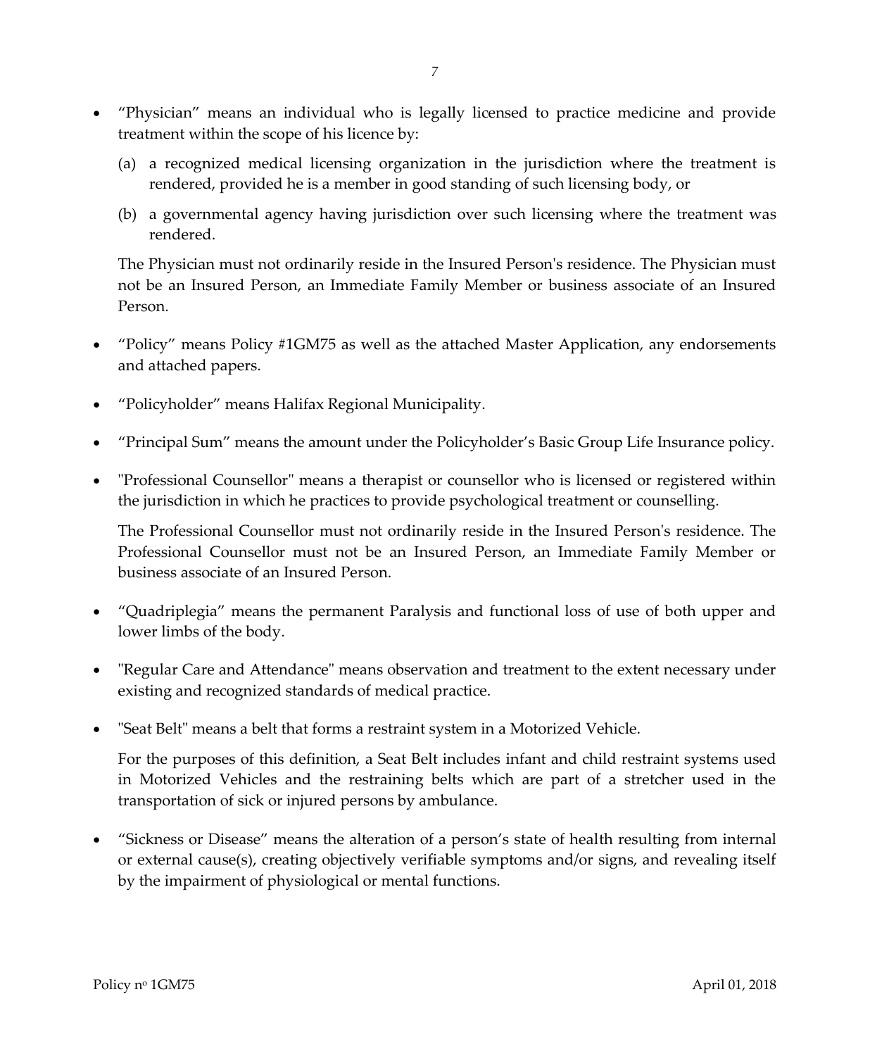- “Physician” means an individual who is legally licensed to practice medicine and provide treatment within the scope of his licence by:

  (a) a recognized medical licensing organization in the jurisdiction where the treatment is rendered, provided he is a member in good standing of such licensing body, or

  (b) a governmental agency having jurisdiction over such licensing where the treatment was rendered.

  The Physician must not ordinarily reside in the Insured Person's residence. The Physician must not be an Insured Person, an Immediate Family Member or business associate of an Insured Person.

- “Policy” means Policy #1GM75 as well as the attached Master Application, any endorsements and attached papers.

- “Policyholder” means Halifax Regional Municipality.

- “Principal Sum” means the amount under the Policyholder’s Basic Group Life Insurance policy.

- "Professional Counsellor" means a therapist or counsellor who is licensed or registered within the jurisdiction in which he practices to provide psychological treatment or counselling.

  The Professional Counsellor must not ordinarily reside in the Insured Person's residence. The Professional Counsellor must not be an Insured Person, an Immediate Family Member or business associate of an Insured Person.

- “Quadriplegia” means the permanent Paralysis and functional loss of use of both upper and lower limbs of the body.

- "Regular Care and Attendance" means observation and treatment to the extent necessary under existing and recognized standards of medical practice.

- "Seat Belt" means a belt that forms a restraint system in a Motorized Vehicle.

  For the purposes of this definition, a Seat Belt includes infant and child restraint systems used in Motorized Vehicles and the restraining belts which are part of a stretcher used in the transportation of sick or injured persons by ambulance.

- “Sickness or Disease” means the alteration of a person’s state of health resulting from internal or external cause(s), creating objectively verifiable symptoms and/or signs, and revealing itself by the impairment of physiological or mental functions.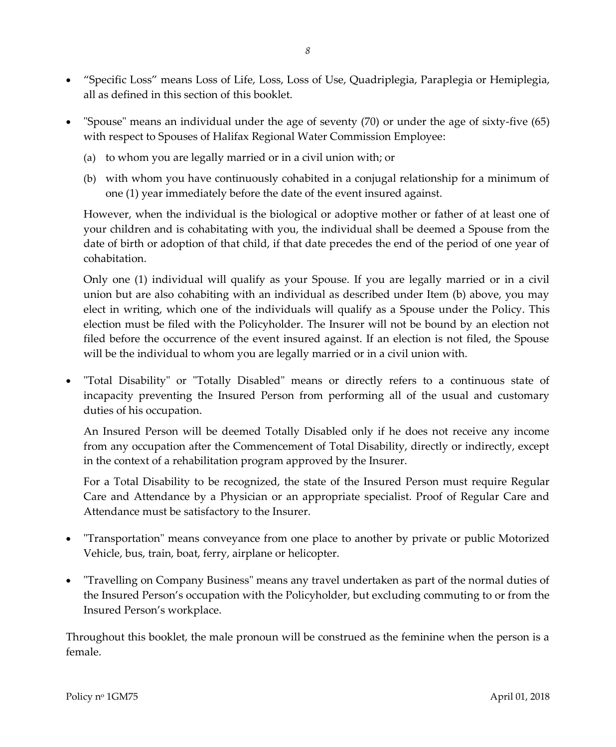- “Specific Loss” means Loss of Life, Loss, Loss of Use, Quadriplegia, Paraplegia or Hemiplegia, all as defined in this section of this booklet.

- "Spouse" means an individual under the age of seventy (70) or under the age of sixty-five (65) with respect to Spouses of Halifax Regional Water Commission Employee:

  (a) to whom you are legally married or in a civil union with; or

  (b) with whom you have continuously cohabited in a conjugal relationship for a minimum of one (1) year immediately before the date of the event insured against.

  However, when the individual is the biological or adoptive mother or father of at least one of your children and is cohabitating with you, the individual shall be deemed a Spouse from the date of birth or adoption of that child, if that date precedes the end of the period of one year of cohabitation.

  Only one (1) individual will qualify as your Spouse. If you are legally married or in a civil union but are also cohabiting with an individual as described under Item (b) above, you may elect in writing, which one of the individuals will qualify as a Spouse under the Policy. This election must be filed with the Policyholder. The Insurer will not be bound by an election not filed before the occurrence of the event insured against. If an election is not filed, the Spouse will be the individual to whom you are legally married or in a civil union with.

- "Total Disability" or "Totally Disabled" means or directly refers to a continuous state of incapacity preventing the Insured Person from performing all of the usual and customary duties of his occupation.

  An Insured Person will be deemed Totally Disabled only if he does not receive any income from any occupation after the Commencement of Total Disability, directly or indirectly, except in the context of a rehabilitation program approved by the Insurer.

  For a Total Disability to be recognized, the state of the Insured Person must require Regular Care and Attendance by a Physician or an appropriate specialist. Proof of Regular Care and Attendance must be satisfactory to the Insurer.

- "Transportation" means conveyance from one place to another by private or public Motorized Vehicle, bus, train, boat, ferry, airplane or helicopter.

- "Travelling on Company Business" means any travel undertaken as part of the normal duties of the Insured Person’s occupation with the Policyholder, but excluding commuting to or from the Insured Person’s workplace.

Throughout this booklet, the male pronoun will be construed as the feminine when the person is a female.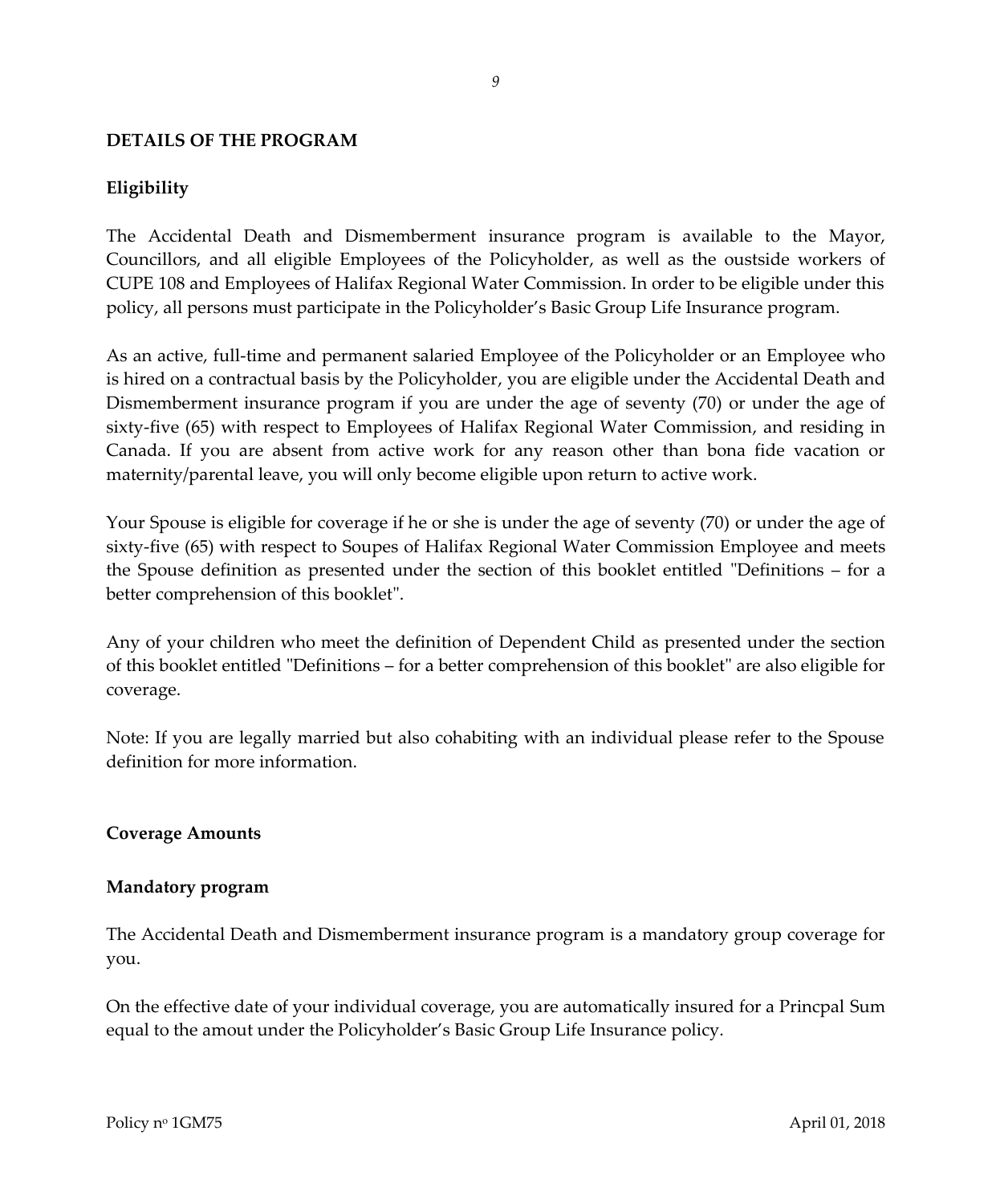## DETAILS OF THE PROGRAM

### Eligibility

The Accidental Death and Dismemberment insurance program is available to the Mayor, Councillors, and all eligible Employees of the Policyholder, as well as the oustside workers of CUPE 108 and Employees of Halifax Regional Water Commission. In order to be eligible under this policy, all persons must participate in the Policyholder's Basic Group Life Insurance program.

As an active, full-time and permanent salaried Employee of the Policyholder or an Employee who is hired on a contractual basis by the Policyholder, you are eligible under the Accidental Death and Dismemberment insurance program if you are under the age of seventy (70) or under the age of sixty-five (65) with respect to Employees of Halifax Regional Water Commission, and residing in Canada. If you are absent from active work for any reason other than bona fide vacation or maternity/parental leave, you will only become eligible upon return to active work.

Your Spouse is eligible for coverage if he or she is under the age of seventy (70) or under the age of sixty-five (65) with respect to Soupes of Halifax Regional Water Commission Employee and meets the Spouse definition as presented under the section of this booklet entitled "Definitions – for a better comprehension of this booklet".

Any of your children who meet the definition of Dependent Child as presented under the section of this booklet entitled "Definitions – for a better comprehension of this booklet" are also eligible for coverage.

Note: If you are legally married but also cohabiting with an individual please refer to the Spouse definition for more information.

### Coverage Amounts

#### Mandatory program

The Accidental Death and Dismemberment insurance program is a mandatory group coverage for you.

On the effective date of your individual coverage, you are automatically insured for a Princpal Sum equal to the amout under the Policyholder's Basic Group Life Insurance policy.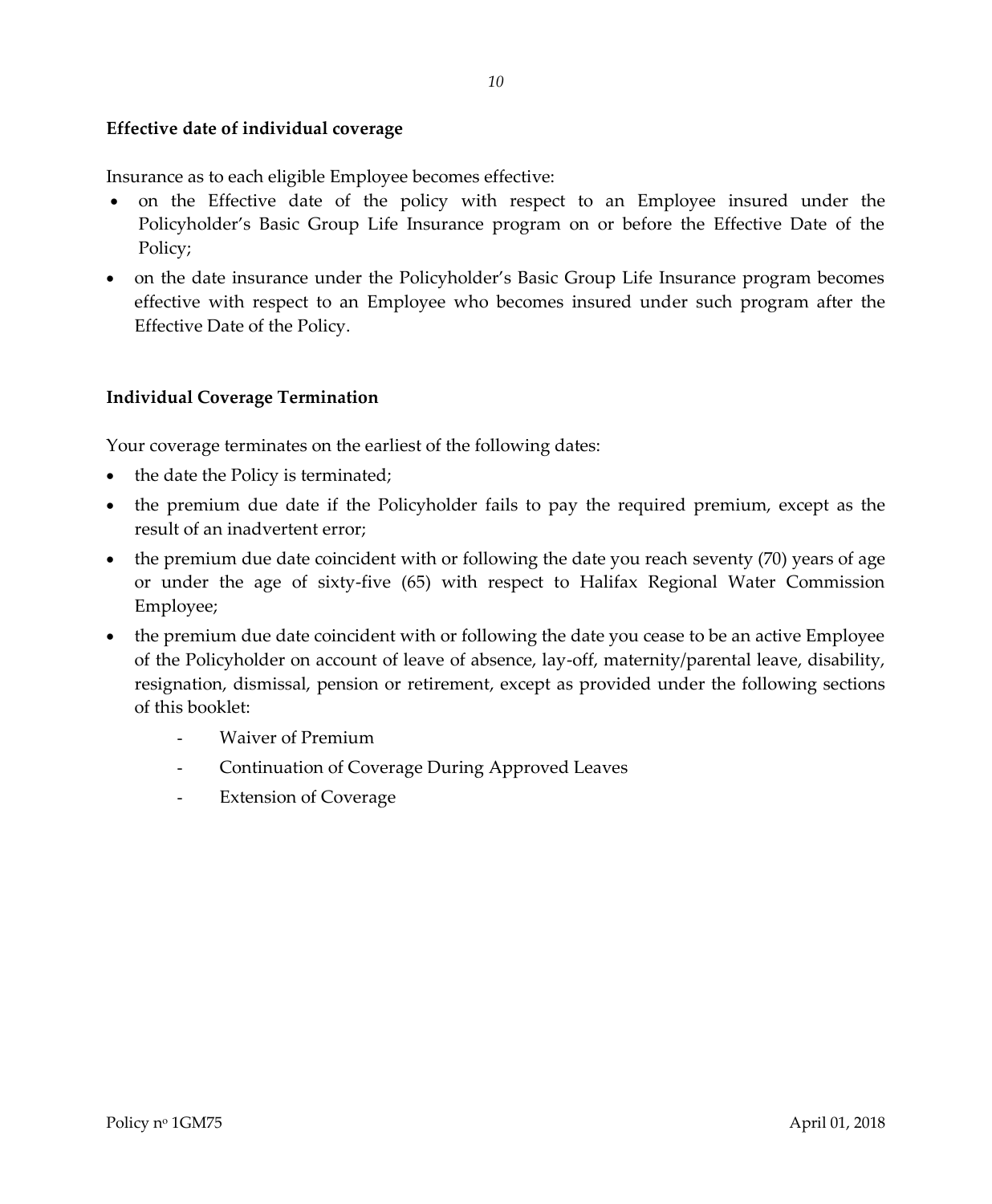**Effective date of individual coverage**

Insurance as to each eligible Employee becomes effective:

- on the Effective date of the policy with respect to an Employee insured under the Policyholder's Basic Group Life Insurance program on or before the Effective Date of the Policy;
- on the date insurance under the Policyholder's Basic Group Life Insurance program becomes effective with respect to an Employee who becomes insured under such program after the Effective Date of the Policy.

**Individual Coverage Termination**

Your coverage terminates on the earliest of the following dates:

- the date the Policy is terminated;
- the premium due date if the Policyholder fails to pay the required premium, except as the result of an inadvertent error;
- the premium due date coincident with or following the date you reach seventy (70) years of age or under the age of sixty-five (65) with respect to Halifax Regional Water Commission Employee;
- the premium due date coincident with or following the date you cease to be an active Employee of the Policyholder on account of leave of absence, lay-off, maternity/parental leave, disability, resignation, dismissal, pension or retirement, except as provided under the following sections of this booklet:
    - Waiver of Premium
    - Continuation of Coverage During Approved Leaves
    - Extension of Coverage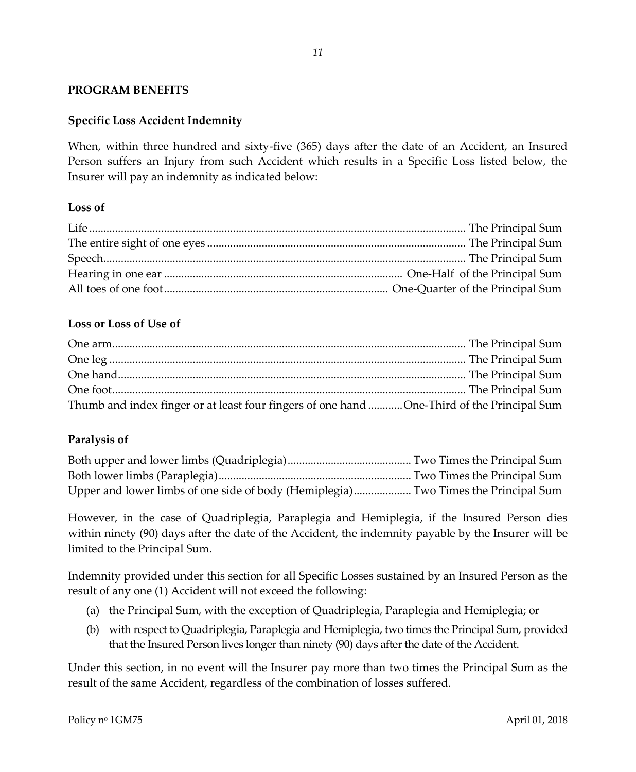## PROGRAM BENEFITS

### Specific Loss Accident Indemnity

When, within three hundred and sixty-five (365) days after the date of an Accident, an Insured Person suffers an Injury from such Accident which results in a Specific Loss listed below, the Insurer will pay an indemnity as indicated below:

**Loss of**

| | |
|---|---|
| Life | The Principal Sum |
| The entire sight of one eyes | The Principal Sum |
| Speech | The Principal Sum |
| Hearing in one ear | One-Half of the Principal Sum |
| All toes of one foot | One-Quarter of the Principal Sum |

**Loss or Loss of Use of**

| | |
|---|---|
| One arm | The Principal Sum |
| One leg | The Principal Sum |
| One hand | The Principal Sum |
| One foot | The Principal Sum |
| Thumb and index finger or at least four fingers of one hand | One-Third of the Principal Sum |

**Paralysis of**

| | |
|---|---|
| Both upper and lower limbs (Quadriplegia) | Two Times the Principal Sum |
| Both lower limbs (Paraplegia) | Two Times the Principal Sum |
| Upper and lower limbs of one side of body (Hemiplegia) | Two Times the Principal Sum |

However, in the case of Quadriplegia, Paraplegia and Hemiplegia, if the Insured Person dies within ninety (90) days after the date of the Accident, the indemnity payable by the Insurer will be limited to the Principal Sum.

Indemnity provided under this section for all Specific Losses sustained by an Insured Person as the result of any one (1) Accident will not exceed the following:

(a) the Principal Sum, with the exception of Quadriplegia, Paraplegia and Hemiplegia; or

(b) with respect to Quadriplegia, Paraplegia and Hemiplegia, two times the Principal Sum, provided that the Insured Person lives longer than ninety (90) days after the date of the Accident.

Under this section, in no event will the Insurer pay more than two times the Principal Sum as the result of the same Accident, regardless of the combination of losses suffered.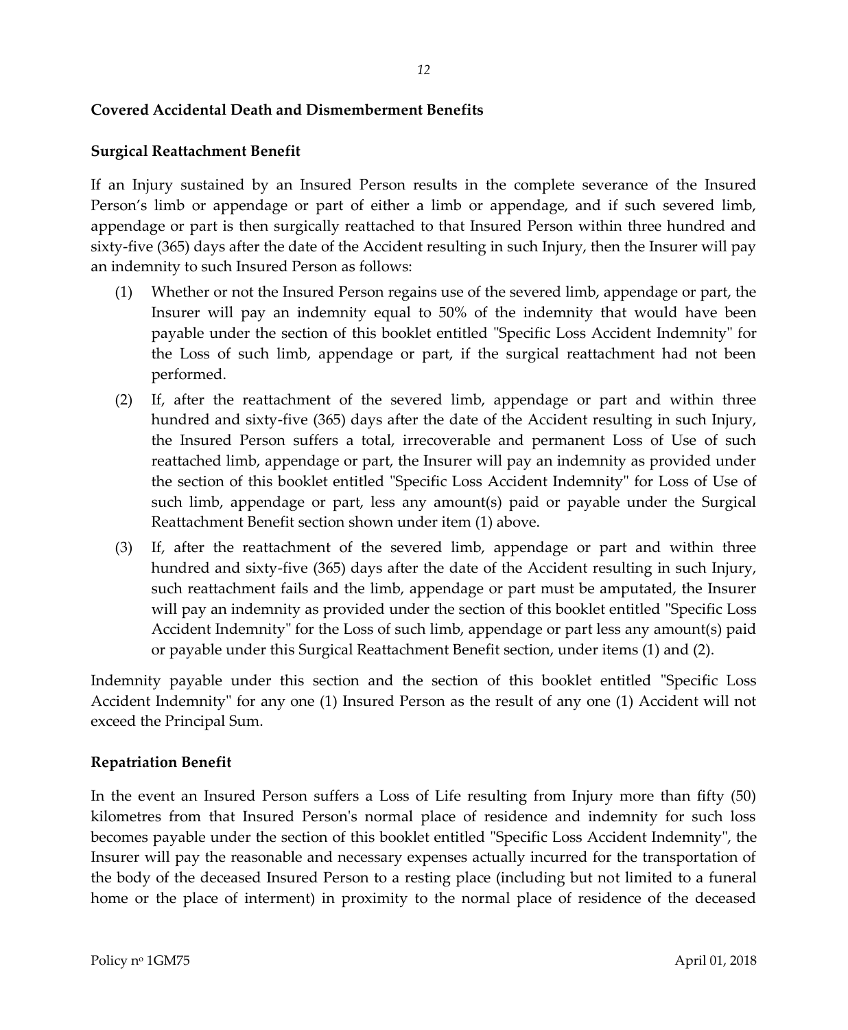## Covered Accidental Death and Dismemberment Benefits

### Surgical Reattachment Benefit

If an Injury sustained by an Insured Person results in the complete severance of the Insured Person's limb or appendage or part of either a limb or appendage, and if such severed limb, appendage or part is then surgically reattached to that Insured Person within three hundred and sixty-five (365) days after the date of the Accident resulting in such Injury, then the Insurer will pay an indemnity to such Insured Person as follows:

(1) Whether or not the Insured Person regains use of the severed limb, appendage or part, the Insurer will pay an indemnity equal to 50% of the indemnity that would have been payable under the section of this booklet entitled "Specific Loss Accident Indemnity" for the Loss of such limb, appendage or part, if the surgical reattachment had not been performed.

(2) If, after the reattachment of the severed limb, appendage or part and within three hundred and sixty-five (365) days after the date of the Accident resulting in such Injury, the Insured Person suffers a total, irrecoverable and permanent Loss of Use of such reattached limb, appendage or part, the Insurer will pay an indemnity as provided under the section of this booklet entitled "Specific Loss Accident Indemnity" for Loss of Use of such limb, appendage or part, less any amount(s) paid or payable under the Surgical Reattachment Benefit section shown under item (1) above.

(3) If, after the reattachment of the severed limb, appendage or part and within three hundred and sixty-five (365) days after the date of the Accident resulting in such Injury, such reattachment fails and the limb, appendage or part must be amputated, the Insurer will pay an indemnity as provided under the section of this booklet entitled "Specific Loss Accident Indemnity" for the Loss of such limb, appendage or part less any amount(s) paid or payable under this Surgical Reattachment Benefit section, under items (1) and (2).

Indemnity payable under this section and the section of this booklet entitled "Specific Loss Accident Indemnity" for any one (1) Insured Person as the result of any one (1) Accident will not exceed the Principal Sum.

### Repatriation Benefit

In the event an Insured Person suffers a Loss of Life resulting from Injury more than fifty (50) kilometres from that Insured Person's normal place of residence and indemnity for such loss becomes payable under the section of this booklet entitled "Specific Loss Accident Indemnity", the Insurer will pay the reasonable and necessary expenses actually incurred for the transportation of the body of the deceased Insured Person to a resting place (including but not limited to a funeral home or the place of interment) in proximity to the normal place of residence of the deceased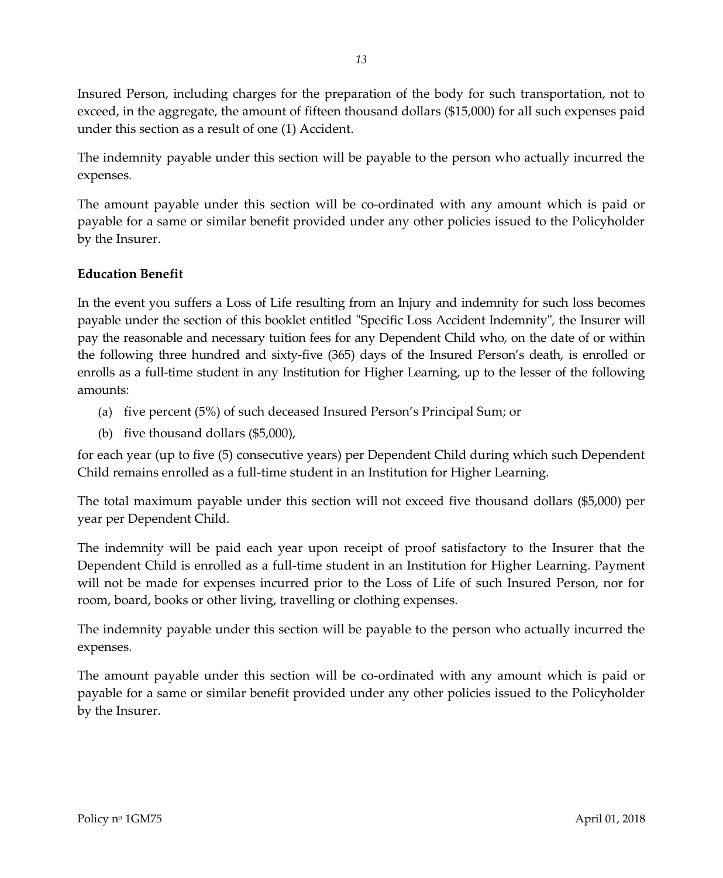Insured Person, including charges for the preparation of the body for such transportation, not to exceed, in the aggregate, the amount of fifteen thousand dollars ($15,000) for all such expenses paid under this section as a result of one (1) Accident.

The indemnity payable under this section will be payable to the person who actually incurred the expenses.

The amount payable under this section will be co-ordinated with any amount which is paid or payable for a same or similar benefit provided under any other policies issued to the Policyholder by the Insurer.

**Education Benefit**

In the event you suffers a Loss of Life resulting from an Injury and indemnity for such loss becomes payable under the section of this booklet entitled "Specific Loss Accident Indemnity", the Insurer will pay the reasonable and necessary tuition fees for any Dependent Child who, on the date of or within the following three hundred and sixty-five (365) days of the Insured Person's death, is enrolled or enrolls as a full-time student in any Institution for Higher Learning, up to the lesser of the following amounts:

(a) five percent (5%) of such deceased Insured Person's Principal Sum; or

(b) five thousand dollars ($5,000),

for each year (up to five (5) consecutive years) per Dependent Child during which such Dependent Child remains enrolled as a full-time student in an Institution for Higher Learning.

The total maximum payable under this section will not exceed five thousand dollars ($5,000) per year per Dependent Child.

The indemnity will be paid each year upon receipt of proof satisfactory to the Insurer that the Dependent Child is enrolled as a full-time student in an Institution for Higher Learning. Payment will not be made for expenses incurred prior to the Loss of Life of such Insured Person, nor for room, board, books or other living, travelling or clothing expenses.

The indemnity payable under this section will be payable to the person who actually incurred the expenses.

The amount payable under this section will be co-ordinated with any amount which is paid or payable for a same or similar benefit provided under any other policies issued to the Policyholder by the Insurer.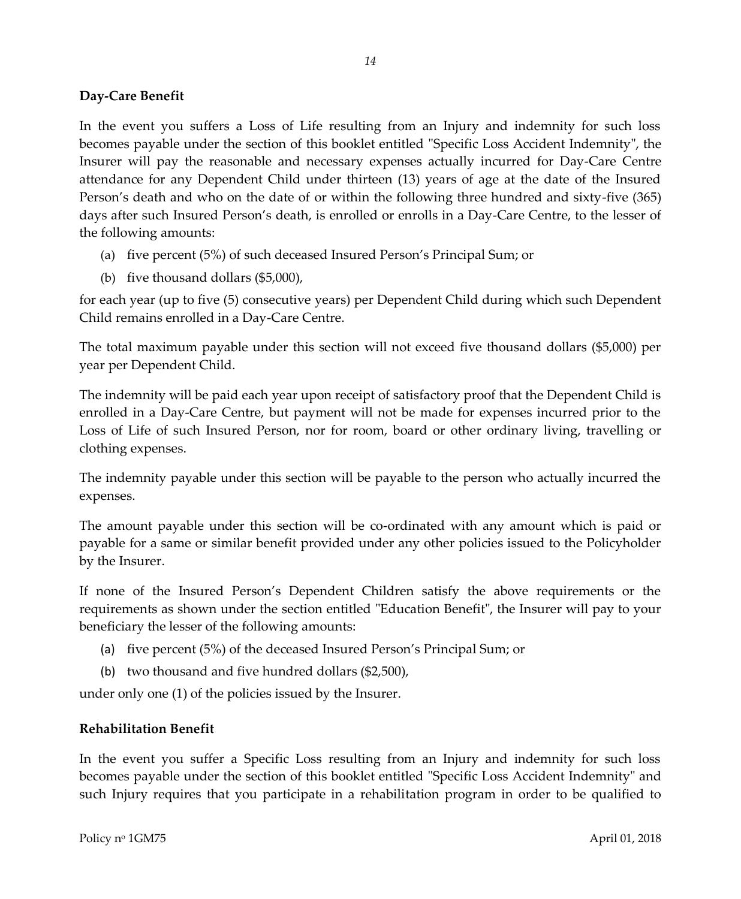**Day-Care Benefit**

In the event you suffers a Loss of Life resulting from an Injury and indemnity for such loss becomes payable under the section of this booklet entitled "Specific Loss Accident Indemnity", the Insurer will pay the reasonable and necessary expenses actually incurred for Day-Care Centre attendance for any Dependent Child under thirteen (13) years of age at the date of the Insured Person's death and who on the date of or within the following three hundred and sixty-five (365) days after such Insured Person's death, is enrolled or enrolls in a Day-Care Centre, to the lesser of the following amounts:

(a) five percent (5%) of such deceased Insured Person's Principal Sum; or

(b) five thousand dollars ($5,000),

for each year (up to five (5) consecutive years) per Dependent Child during which such Dependent Child remains enrolled in a Day-Care Centre.

The total maximum payable under this section will not exceed five thousand dollars ($5,000) per year per Dependent Child.

The indemnity will be paid each year upon receipt of satisfactory proof that the Dependent Child is enrolled in a Day-Care Centre, but payment will not be made for expenses incurred prior to the Loss of Life of such Insured Person, nor for room, board or other ordinary living, travelling or clothing expenses.

The indemnity payable under this section will be payable to the person who actually incurred the expenses.

The amount payable under this section will be co-ordinated with any amount which is paid or payable for a same or similar benefit provided under any other policies issued to the Policyholder by the Insurer.

If none of the Insured Person's Dependent Children satisfy the above requirements or the requirements as shown under the section entitled "Education Benefit", the Insurer will pay to your beneficiary the lesser of the following amounts:

(a) five percent (5%) of the deceased Insured Person's Principal Sum; or

(b) two thousand and five hundred dollars ($2,500),

under only one (1) of the policies issued by the Insurer.

**Rehabilitation Benefit**

In the event you suffer a Specific Loss resulting from an Injury and indemnity for such loss becomes payable under the section of this booklet entitled "Specific Loss Accident Indemnity" and such Injury requires that you participate in a rehabilitation program in order to be qualified to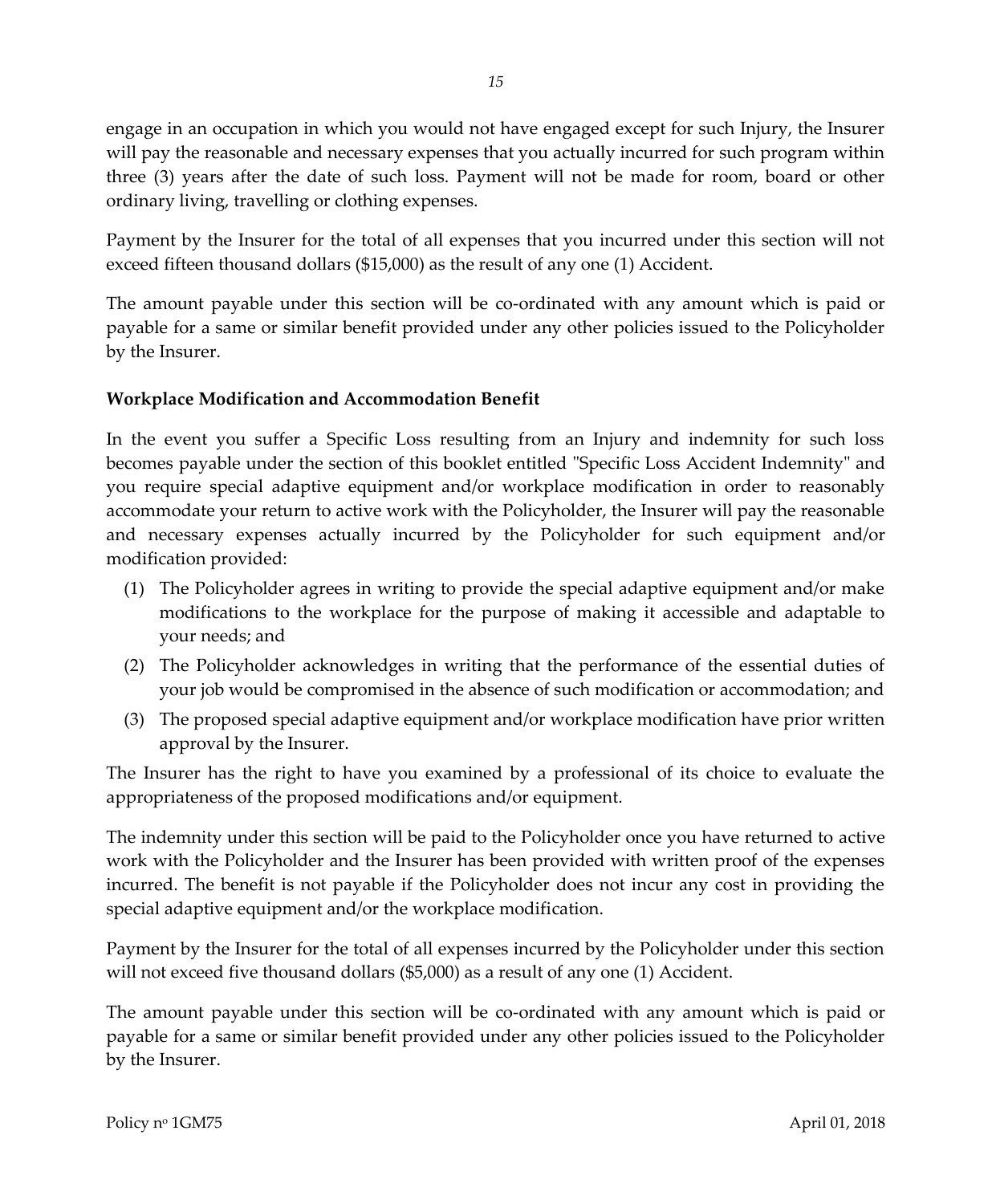engage in an occupation in which you would not have engaged except for such Injury, the Insurer will pay the reasonable and necessary expenses that you actually incurred for such program within three (3) years after the date of such loss. Payment will not be made for room, board or other ordinary living, travelling or clothing expenses.

Payment by the Insurer for the total of all expenses that you incurred under this section will not exceed fifteen thousand dollars ($15,000) as the result of any one (1) Accident.

The amount payable under this section will be co-ordinated with any amount which is paid or payable for a same or similar benefit provided under any other policies issued to the Policyholder by the Insurer.

**Workplace Modification and Accommodation Benefit**

In the event you suffer a Specific Loss resulting from an Injury and indemnity for such loss becomes payable under the section of this booklet entitled "Specific Loss Accident Indemnity" and you require special adaptive equipment and/or workplace modification in order to reasonably accommodate your return to active work with the Policyholder, the Insurer will pay the reasonable and necessary expenses actually incurred by the Policyholder for such equipment and/or modification provided:

(1) The Policyholder agrees in writing to provide the special adaptive equipment and/or make modifications to the workplace for the purpose of making it accessible and adaptable to your needs; and

(2) The Policyholder acknowledges in writing that the performance of the essential duties of your job would be compromised in the absence of such modification or accommodation; and

(3) The proposed special adaptive equipment and/or workplace modification have prior written approval by the Insurer.

The Insurer has the right to have you examined by a professional of its choice to evaluate the appropriateness of the proposed modifications and/or equipment.

The indemnity under this section will be paid to the Policyholder once you have returned to active work with the Policyholder and the Insurer has been provided with written proof of the expenses incurred. The benefit is not payable if the Policyholder does not incur any cost in providing the special adaptive equipment and/or the workplace modification.

Payment by the Insurer for the total of all expenses incurred by the Policyholder under this section will not exceed five thousand dollars ($5,000) as a result of any one (1) Accident.

The amount payable under this section will be co-ordinated with any amount which is paid or payable for a same or similar benefit provided under any other policies issued to the Policyholder by the Insurer.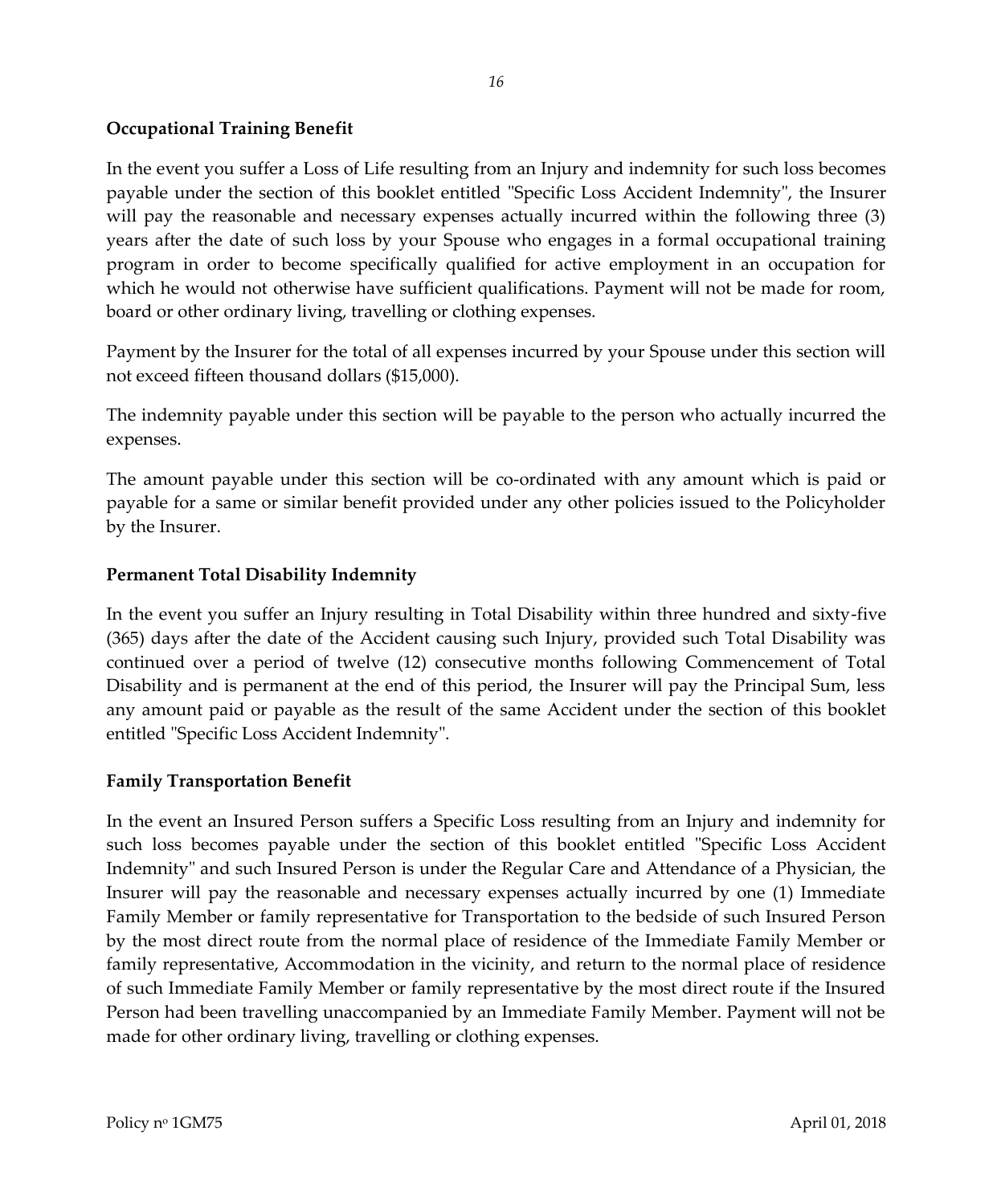### Occupational Training Benefit

In the event you suffer a Loss of Life resulting from an Injury and indemnity for such loss becomes payable under the section of this booklet entitled "Specific Loss Accident Indemnity", the Insurer will pay the reasonable and necessary expenses actually incurred within the following three (3) years after the date of such loss by your Spouse who engages in a formal occupational training program in order to become specifically qualified for active employment in an occupation for which he would not otherwise have sufficient qualifications. Payment will not be made for room, board or other ordinary living, travelling or clothing expenses.

Payment by the Insurer for the total of all expenses incurred by your Spouse under this section will not exceed fifteen thousand dollars ($15,000).

The indemnity payable under this section will be payable to the person who actually incurred the expenses.

The amount payable under this section will be co-ordinated with any amount which is paid or payable for a same or similar benefit provided under any other policies issued to the Policyholder by the Insurer.

### Permanent Total Disability Indemnity

In the event you suffer an Injury resulting in Total Disability within three hundred and sixty-five (365) days after the date of the Accident causing such Injury, provided such Total Disability was continued over a period of twelve (12) consecutive months following Commencement of Total Disability and is permanent at the end of this period, the Insurer will pay the Principal Sum, less any amount paid or payable as the result of the same Accident under the section of this booklet entitled "Specific Loss Accident Indemnity".

### Family Transportation Benefit

In the event an Insured Person suffers a Specific Loss resulting from an Injury and indemnity for such loss becomes payable under the section of this booklet entitled "Specific Loss Accident Indemnity" and such Insured Person is under the Regular Care and Attendance of a Physician, the Insurer will pay the reasonable and necessary expenses actually incurred by one (1) Immediate Family Member or family representative for Transportation to the bedside of such Insured Person by the most direct route from the normal place of residence of the Immediate Family Member or family representative, Accommodation in the vicinity, and return to the normal place of residence of such Immediate Family Member or family representative by the most direct route if the Insured Person had been travelling unaccompanied by an Immediate Family Member. Payment will not be made for other ordinary living, travelling or clothing expenses.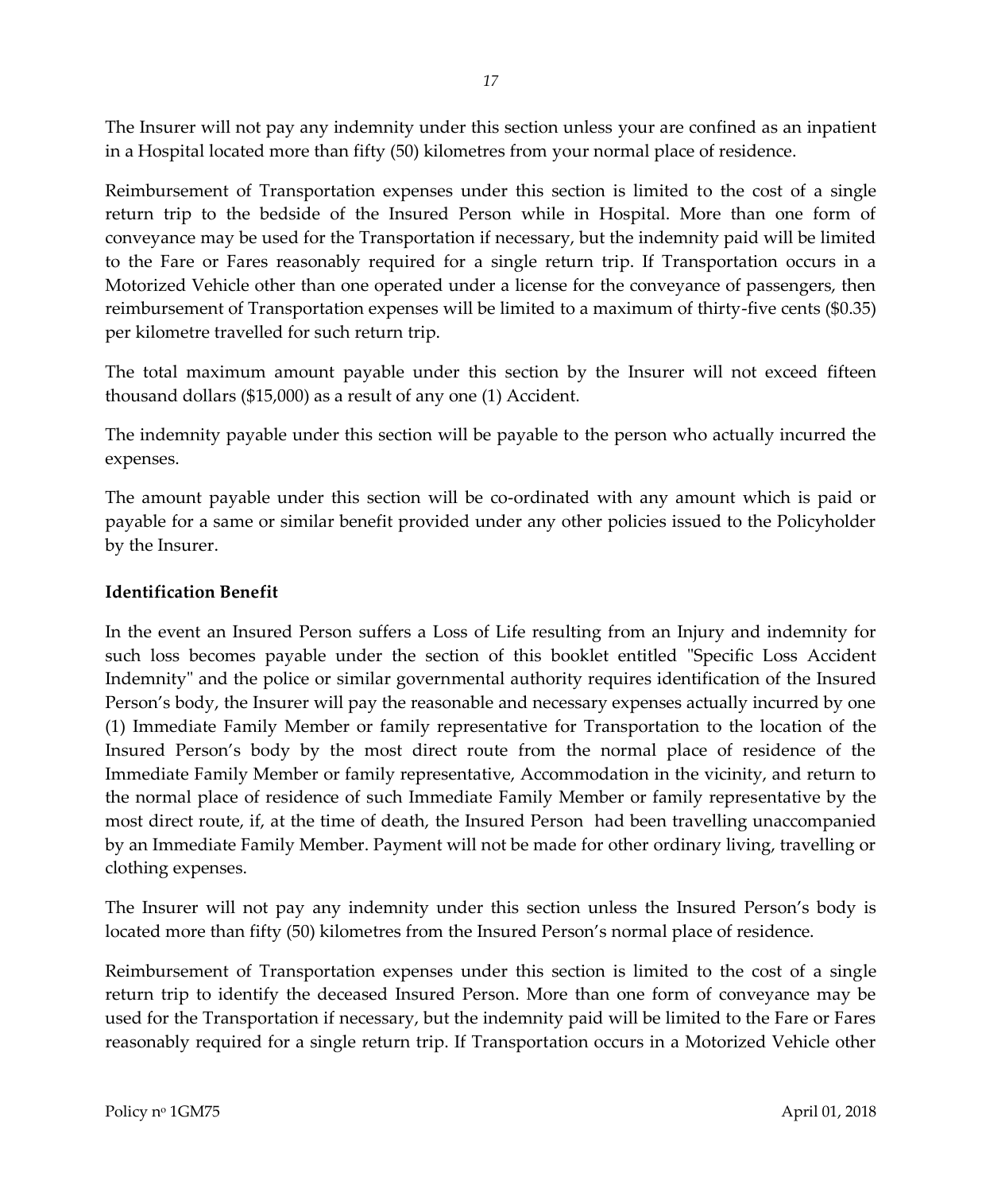The Insurer will not pay any indemnity under this section unless your are confined as an inpatient in a Hospital located more than fifty (50) kilometres from your normal place of residence.

Reimbursement of Transportation expenses under this section is limited to the cost of a single return trip to the bedside of the Insured Person while in Hospital. More than one form of conveyance may be used for the Transportation if necessary, but the indemnity paid will be limited to the Fare or Fares reasonably required for a single return trip. If Transportation occurs in a Motorized Vehicle other than one operated under a license for the conveyance of passengers, then reimbursement of Transportation expenses will be limited to a maximum of thirty-five cents ($0.35) per kilometre travelled for such return trip.

The total maximum amount payable under this section by the Insurer will not exceed fifteen thousand dollars ($15,000) as a result of any one (1) Accident.

The indemnity payable under this section will be payable to the person who actually incurred the expenses.

The amount payable under this section will be co-ordinated with any amount which is paid or payable for a same or similar benefit provided under any other policies issued to the Policyholder by the Insurer.

**Identification Benefit**

In the event an Insured Person suffers a Loss of Life resulting from an Injury and indemnity for such loss becomes payable under the section of this booklet entitled "Specific Loss Accident Indemnity" and the police or similar governmental authority requires identification of the Insured Person's body, the Insurer will pay the reasonable and necessary expenses actually incurred by one (1) Immediate Family Member or family representative for Transportation to the location of the Insured Person's body by the most direct route from the normal place of residence of the Immediate Family Member or family representative, Accommodation in the vicinity, and return to the normal place of residence of such Immediate Family Member or family representative by the most direct route, if, at the time of death, the Insured Person had been travelling unaccompanied by an Immediate Family Member. Payment will not be made for other ordinary living, travelling or clothing expenses.

The Insurer will not pay any indemnity under this section unless the Insured Person's body is located more than fifty (50) kilometres from the Insured Person's normal place of residence.

Reimbursement of Transportation expenses under this section is limited to the cost of a single return trip to identify the deceased Insured Person. More than one form of conveyance may be used for the Transportation if necessary, but the indemnity paid will be limited to the Fare or Fares reasonably required for a single return trip. If Transportation occurs in a Motorized Vehicle other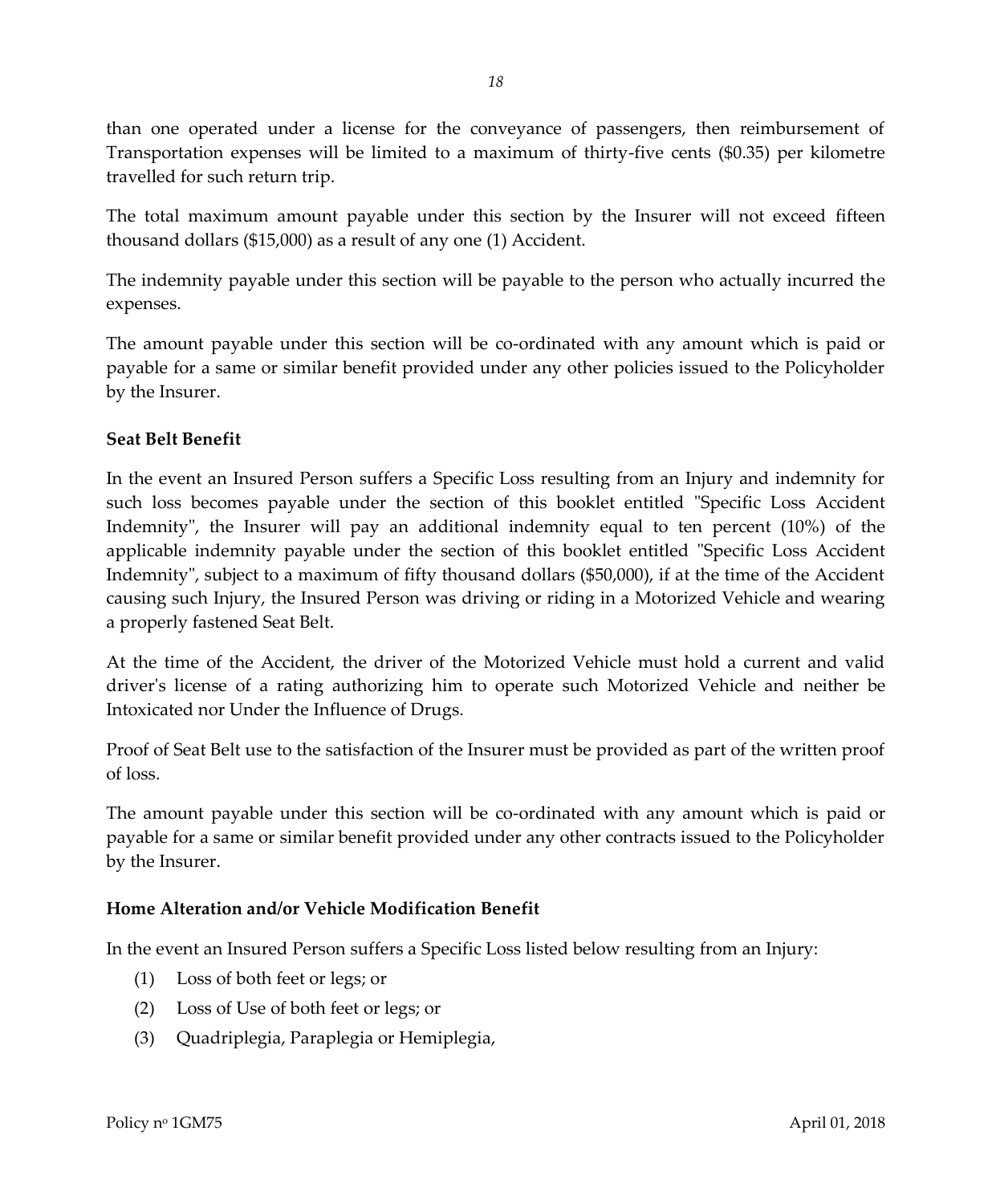than one operated under a license for the conveyance of passengers, then reimbursement of Transportation expenses will be limited to a maximum of thirty-five cents ($0.35) per kilometre travelled for such return trip.

The total maximum amount payable under this section by the Insurer will not exceed fifteen thousand dollars ($15,000) as a result of any one (1) Accident.

The indemnity payable under this section will be payable to the person who actually incurred the expenses.

The amount payable under this section will be co-ordinated with any amount which is paid or payable for a same or similar benefit provided under any other policies issued to the Policyholder by the Insurer.

**Seat Belt Benefit**

In the event an Insured Person suffers a Specific Loss resulting from an Injury and indemnity for such loss becomes payable under the section of this booklet entitled "Specific Loss Accident Indemnity", the Insurer will pay an additional indemnity equal to ten percent (10%) of the applicable indemnity payable under the section of this booklet entitled "Specific Loss Accident Indemnity", subject to a maximum of fifty thousand dollars ($50,000), if at the time of the Accident causing such Injury, the Insured Person was driving or riding in a Motorized Vehicle and wearing a properly fastened Seat Belt.

At the time of the Accident, the driver of the Motorized Vehicle must hold a current and valid driver's license of a rating authorizing him to operate such Motorized Vehicle and neither be Intoxicated nor Under the Influence of Drugs.

Proof of Seat Belt use to the satisfaction of the Insurer must be provided as part of the written proof of loss.

The amount payable under this section will be co-ordinated with any amount which is paid or payable for a same or similar benefit provided under any other contracts issued to the Policyholder by the Insurer.

**Home Alteration and/or Vehicle Modification Benefit**

In the event an Insured Person suffers a Specific Loss listed below resulting from an Injury:

(1) Loss of both feet or legs; or

(2) Loss of Use of both feet or legs; or

(3) Quadriplegia, Paraplegia or Hemiplegia,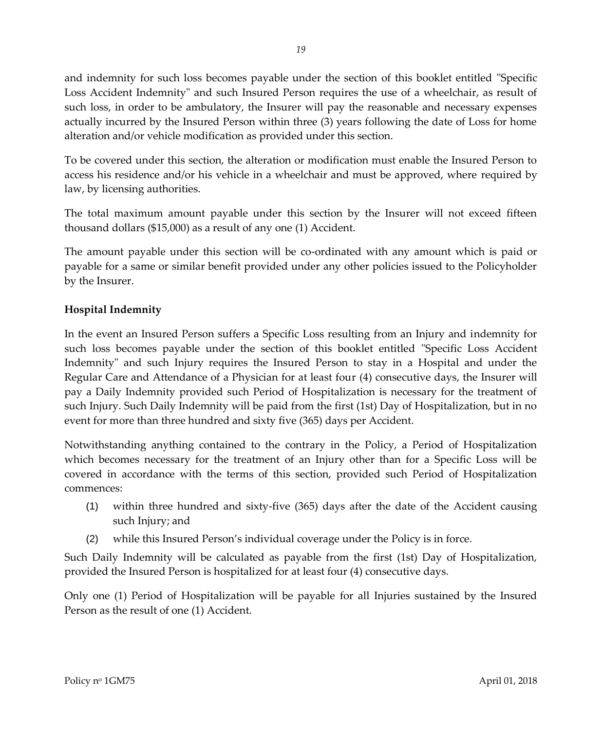and indemnity for such loss becomes payable under the section of this booklet entitled "Specific Loss Accident Indemnity" and such Insured Person requires the use of a wheelchair, as result of such loss, in order to be ambulatory, the Insurer will pay the reasonable and necessary expenses actually incurred by the Insured Person within three (3) years following the date of Loss for home alteration and/or vehicle modification as provided under this section.

To be covered under this section, the alteration or modification must enable the Insured Person to access his residence and/or his vehicle in a wheelchair and must be approved, where required by law, by licensing authorities.

The total maximum amount payable under this section by the Insurer will not exceed fifteen thousand dollars ($15,000) as a result of any one (1) Accident.

The amount payable under this section will be co-ordinated with any amount which is paid or payable for a same or similar benefit provided under any other policies issued to the Policyholder by the Insurer.

**Hospital Indemnity**

In the event an Insured Person suffers a Specific Loss resulting from an Injury and indemnity for such loss becomes payable under the section of this booklet entitled "Specific Loss Accident Indemnity" and such Injury requires the Insured Person to stay in a Hospital and under the Regular Care and Attendance of a Physician for at least four (4) consecutive days, the Insurer will pay a Daily Indemnity provided such Period of Hospitalization is necessary for the treatment of such Injury. Such Daily Indemnity will be paid from the first (1st) Day of Hospitalization, but in no event for more than three hundred and sixty five (365) days per Accident.

Notwithstanding anything contained to the contrary in the Policy, a Period of Hospitalization which becomes necessary for the treatment of an Injury other than for a Specific Loss will be covered in accordance with the terms of this section, provided such Period of Hospitalization commences:

(1) within three hundred and sixty-five (365) days after the date of the Accident causing such Injury; and

(2) while this Insured Person's individual coverage under the Policy is in force.

Such Daily Indemnity will be calculated as payable from the first (1st) Day of Hospitalization, provided the Insured Person is hospitalized for at least four (4) consecutive days.

Only one (1) Period of Hospitalization will be payable for all Injuries sustained by the Insured Person as the result of one (1) Accident.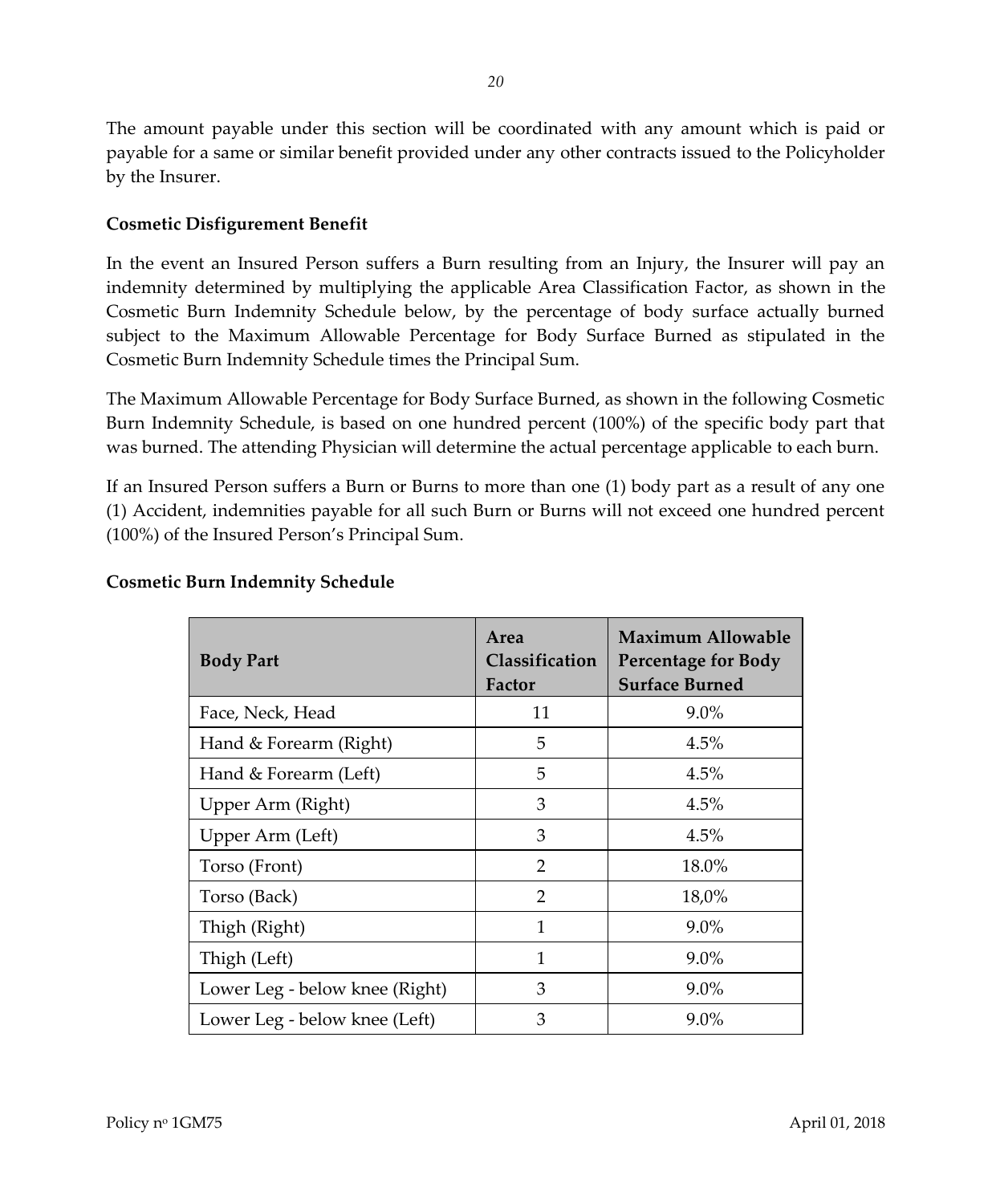The amount payable under this section will be coordinated with any amount which is paid or payable for a same or similar benefit provided under any other contracts issued to the Policyholder by the Insurer.

**Cosmetic Disfigurement Benefit**

In the event an Insured Person suffers a Burn resulting from an Injury, the Insurer will pay an indemnity determined by multiplying the applicable Area Classification Factor, as shown in the Cosmetic Burn Indemnity Schedule below, by the percentage of body surface actually burned subject to the Maximum Allowable Percentage for Body Surface Burned as stipulated in the Cosmetic Burn Indemnity Schedule times the Principal Sum.

The Maximum Allowable Percentage for Body Surface Burned, as shown in the following Cosmetic Burn Indemnity Schedule, is based on one hundred percent (100%) of the specific body part that was burned. The attending Physician will determine the actual percentage applicable to each burn.

If an Insured Person suffers a Burn or Burns to more than one (1) body part as a result of any one (1) Accident, indemnities payable for all such Burn or Burns will not exceed one hundred percent (100%) of the Insured Person's Principal Sum.

**Cosmetic Burn Indemnity Schedule**

| Body Part | Area Classification Factor | Maximum Allowable Percentage for Body Surface Burned |
|---|---|---|
| Face, Neck, Head | 11 | 9.0% |
| Hand & Forearm (Right) | 5 | 4.5% |
| Hand & Forearm (Left) | 5 | 4.5% |
| Upper Arm (Right) | 3 | 4.5% |
| Upper Arm (Left) | 3 | 4.5% |
| Torso (Front) | 2 | 18.0% |
| Torso (Back) | 2 | 18,0% |
| Thigh (Right) | 1 | 9.0% |
| Thigh (Left) | 1 | 9.0% |
| Lower Leg - below knee (Right) | 3 | 9.0% |
| Lower Leg - below knee (Left) | 3 | 9.0% |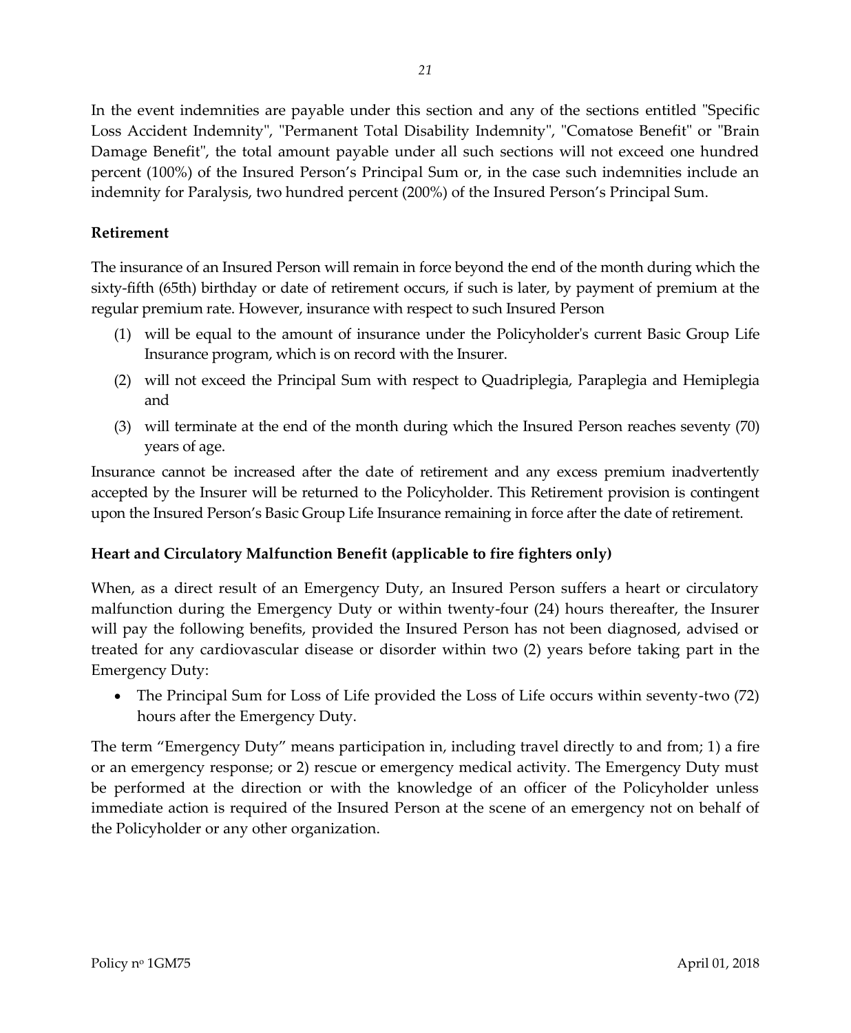In the event indemnities are payable under this section and any of the sections entitled "Specific Loss Accident Indemnity", "Permanent Total Disability Indemnity", "Comatose Benefit" or "Brain Damage Benefit", the total amount payable under all such sections will not exceed one hundred percent (100%) of the Insured Person's Principal Sum or, in the case such indemnities include an indemnity for Paralysis, two hundred percent (200%) of the Insured Person's Principal Sum.

**Retirement**

The insurance of an Insured Person will remain in force beyond the end of the month during which the sixty-fifth (65th) birthday or date of retirement occurs, if such is later, by payment of premium at the regular premium rate. However, insurance with respect to such Insured Person

(1) will be equal to the amount of insurance under the Policyholder's current Basic Group Life Insurance program, which is on record with the Insurer.

(2) will not exceed the Principal Sum with respect to Quadriplegia, Paraplegia and Hemiplegia and

(3) will terminate at the end of the month during which the Insured Person reaches seventy (70) years of age.

Insurance cannot be increased after the date of retirement and any excess premium inadvertently accepted by the Insurer will be returned to the Policyholder. This Retirement provision is contingent upon the Insured Person's Basic Group Life Insurance remaining in force after the date of retirement.

**Heart and Circulatory Malfunction Benefit (applicable to fire fighters only)**

When, as a direct result of an Emergency Duty, an Insured Person suffers a heart or circulatory malfunction during the Emergency Duty or within twenty-four (24) hours thereafter, the Insurer will pay the following benefits, provided the Insured Person has not been diagnosed, advised or treated for any cardiovascular disease or disorder within two (2) years before taking part in the Emergency Duty:

- The Principal Sum for Loss of Life provided the Loss of Life occurs within seventy-two (72) hours after the Emergency Duty.

The term "Emergency Duty" means participation in, including travel directly to and from; 1) a fire or an emergency response; or 2) rescue or emergency medical activity. The Emergency Duty must be performed at the direction or with the knowledge of an officer of the Policyholder unless immediate action is required of the Insured Person at the scene of an emergency not on behalf of the Policyholder or any other organization.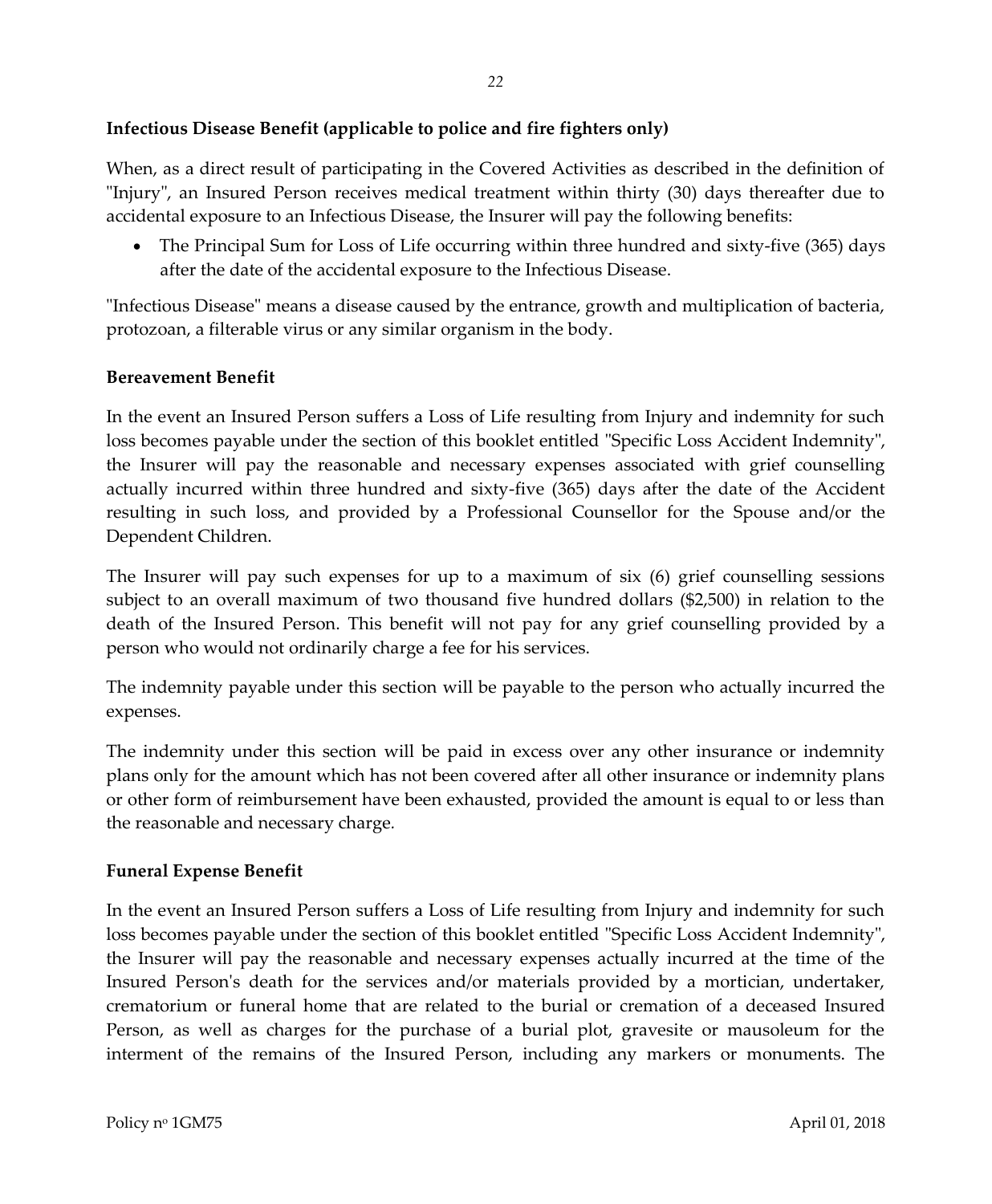**Infectious Disease Benefit (applicable to police and fire fighters only)**

When, as a direct result of participating in the Covered Activities as described in the definition of "Injury", an Insured Person receives medical treatment within thirty (30) days thereafter due to accidental exposure to an Infectious Disease, the Insurer will pay the following benefits:

- The Principal Sum for Loss of Life occurring within three hundred and sixty-five (365) days after the date of the accidental exposure to the Infectious Disease.

"Infectious Disease" means a disease caused by the entrance, growth and multiplication of bacteria, protozoan, a filterable virus or any similar organism in the body.

**Bereavement Benefit**

In the event an Insured Person suffers a Loss of Life resulting from Injury and indemnity for such loss becomes payable under the section of this booklet entitled "Specific Loss Accident Indemnity", the Insurer will pay the reasonable and necessary expenses associated with grief counselling actually incurred within three hundred and sixty-five (365) days after the date of the Accident resulting in such loss, and provided by a Professional Counsellor for the Spouse and/or the Dependent Children.

The Insurer will pay such expenses for up to a maximum of six (6) grief counselling sessions subject to an overall maximum of two thousand five hundred dollars ($2,500) in relation to the death of the Insured Person. This benefit will not pay for any grief counselling provided by a person who would not ordinarily charge a fee for his services.

The indemnity payable under this section will be payable to the person who actually incurred the expenses.

The indemnity under this section will be paid in excess over any other insurance or indemnity plans only for the amount which has not been covered after all other insurance or indemnity plans or other form of reimbursement have been exhausted, provided the amount is equal to or less than the reasonable and necessary charge.

**Funeral Expense Benefit**

In the event an Insured Person suffers a Loss of Life resulting from Injury and indemnity for such loss becomes payable under the section of this booklet entitled "Specific Loss Accident Indemnity", the Insurer will pay the reasonable and necessary expenses actually incurred at the time of the Insured Person's death for the services and/or materials provided by a mortician, undertaker, crematorium or funeral home that are related to the burial or cremation of a deceased Insured Person, as well as charges for the purchase of a burial plot, gravesite or mausoleum for the interment of the remains of the Insured Person, including any markers or monuments. The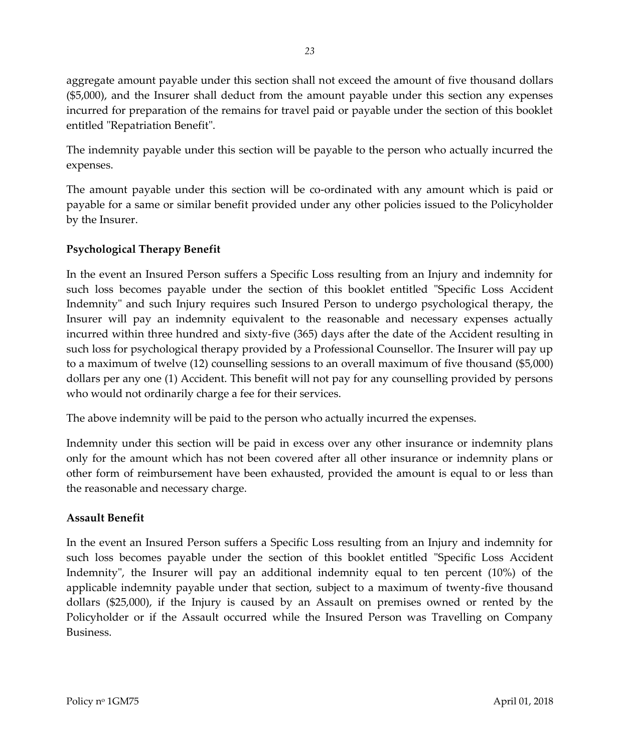aggregate amount payable under this section shall not exceed the amount of five thousand dollars ($5,000), and the Insurer shall deduct from the amount payable under this section any expenses incurred for preparation of the remains for travel paid or payable under the section of this booklet entitled "Repatriation Benefit".

The indemnity payable under this section will be payable to the person who actually incurred the expenses.

The amount payable under this section will be co-ordinated with any amount which is paid or payable for a same or similar benefit provided under any other policies issued to the Policyholder by the Insurer.

**Psychological Therapy Benefit**

In the event an Insured Person suffers a Specific Loss resulting from an Injury and indemnity for such loss becomes payable under the section of this booklet entitled "Specific Loss Accident Indemnity" and such Injury requires such Insured Person to undergo psychological therapy, the Insurer will pay an indemnity equivalent to the reasonable and necessary expenses actually incurred within three hundred and sixty-five (365) days after the date of the Accident resulting in such loss for psychological therapy provided by a Professional Counsellor. The Insurer will pay up to a maximum of twelve (12) counselling sessions to an overall maximum of five thousand ($5,000) dollars per any one (1) Accident. This benefit will not pay for any counselling provided by persons who would not ordinarily charge a fee for their services.

The above indemnity will be paid to the person who actually incurred the expenses.

Indemnity under this section will be paid in excess over any other insurance or indemnity plans only for the amount which has not been covered after all other insurance or indemnity plans or other form of reimbursement have been exhausted, provided the amount is equal to or less than the reasonable and necessary charge.

**Assault Benefit**

In the event an Insured Person suffers a Specific Loss resulting from an Injury and indemnity for such loss becomes payable under the section of this booklet entitled "Specific Loss Accident Indemnity", the Insurer will pay an additional indemnity equal to ten percent (10%) of the applicable indemnity payable under that section, subject to a maximum of twenty-five thousand dollars ($25,000), if the Injury is caused by an Assault on premises owned or rented by the Policyholder or if the Assault occurred while the Insured Person was Travelling on Company Business.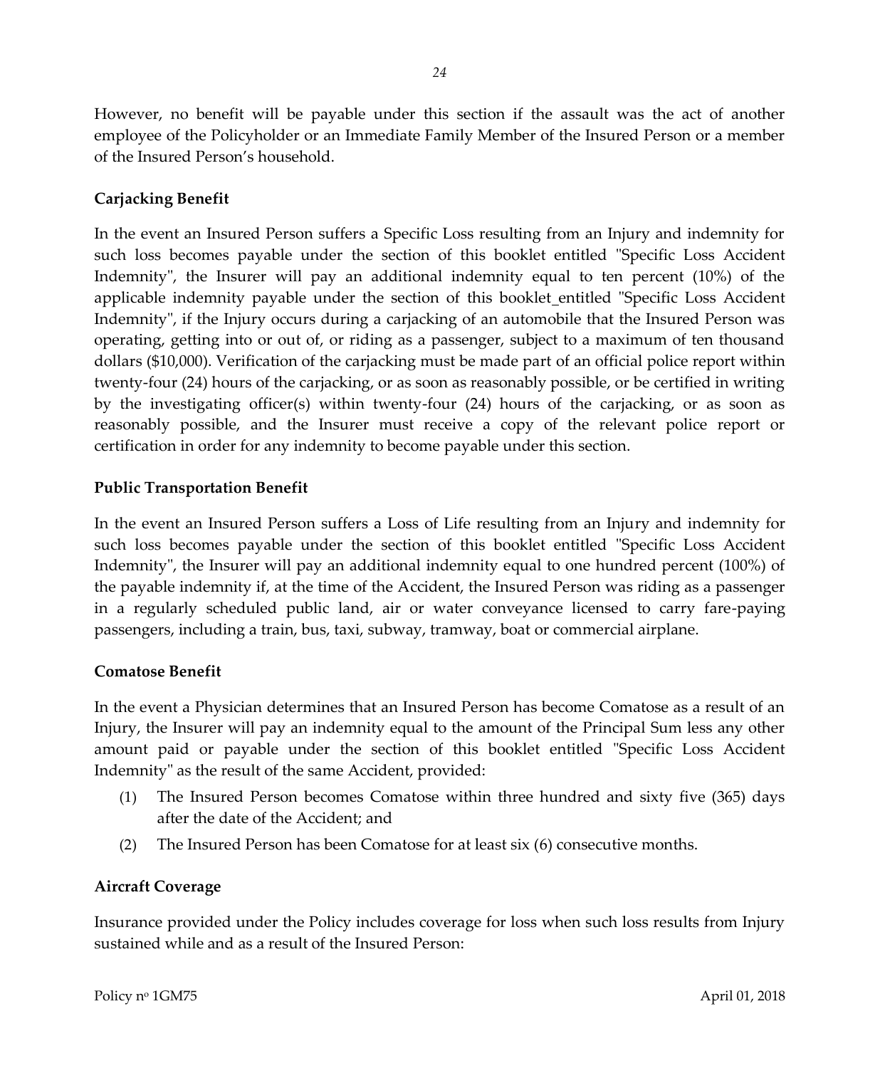However, no benefit will be payable under this section if the assault was the act of another employee of the Policyholder or an Immediate Family Member of the Insured Person or a member of the Insured Person's household.

**Carjacking Benefit**

In the event an Insured Person suffers a Specific Loss resulting from an Injury and indemnity for such loss becomes payable under the section of this booklet entitled "Specific Loss Accident Indemnity", the Insurer will pay an additional indemnity equal to ten percent (10%) of the applicable indemnity payable under the section of this booklet entitled "Specific Loss Accident Indemnity", if the Injury occurs during a carjacking of an automobile that the Insured Person was operating, getting into or out of, or riding as a passenger, subject to a maximum of ten thousand dollars ($10,000). Verification of the carjacking must be made part of an official police report within twenty-four (24) hours of the carjacking, or as soon as reasonably possible, or be certified in writing by the investigating officer(s) within twenty-four (24) hours of the carjacking, or as soon as reasonably possible, and the Insurer must receive a copy of the relevant police report or certification in order for any indemnity to become payable under this section.

**Public Transportation Benefit**

In the event an Insured Person suffers a Loss of Life resulting from an Injury and indemnity for such loss becomes payable under the section of this booklet entitled "Specific Loss Accident Indemnity", the Insurer will pay an additional indemnity equal to one hundred percent (100%) of the payable indemnity if, at the time of the Accident, the Insured Person was riding as a passenger in a regularly scheduled public land, air or water conveyance licensed to carry fare-paying passengers, including a train, bus, taxi, subway, tramway, boat or commercial airplane.

**Comatose Benefit**

In the event a Physician determines that an Insured Person has become Comatose as a result of an Injury, the Insurer will pay an indemnity equal to the amount of the Principal Sum less any other amount paid or payable under the section of this booklet entitled "Specific Loss Accident Indemnity" as the result of the same Accident, provided:

(1) The Insured Person becomes Comatose within three hundred and sixty five (365) days after the date of the Accident; and

(2) The Insured Person has been Comatose for at least six (6) consecutive months.

**Aircraft Coverage**

Insurance provided under the Policy includes coverage for loss when such loss results from Injury sustained while and as a result of the Insured Person: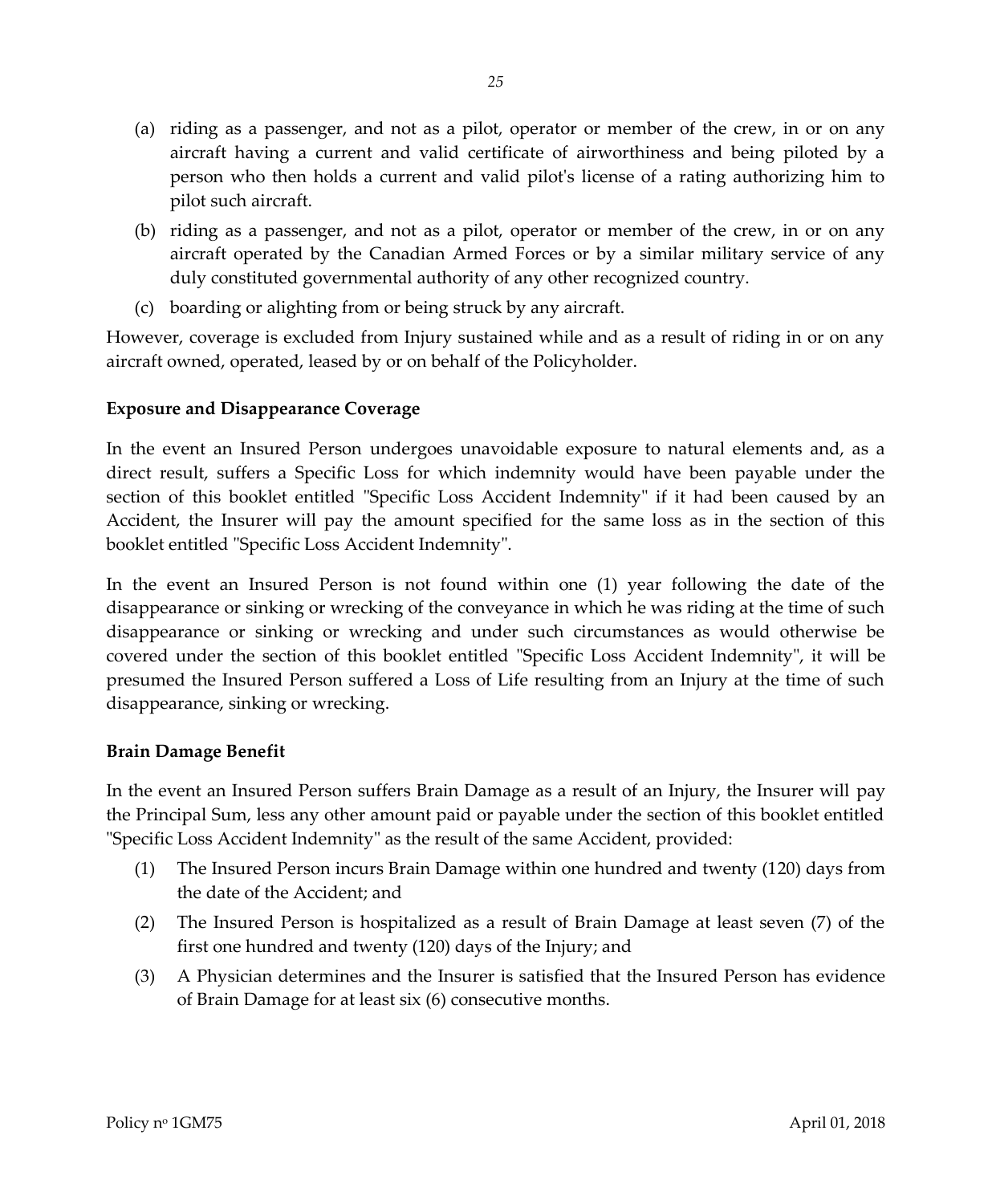(a) riding as a passenger, and not as a pilot, operator or member of the crew, in or on any aircraft having a current and valid certificate of airworthiness and being piloted by a person who then holds a current and valid pilot's license of a rating authorizing him to pilot such aircraft.

(b) riding as a passenger, and not as a pilot, operator or member of the crew, in or on any aircraft operated by the Canadian Armed Forces or by a similar military service of any duly constituted governmental authority of any other recognized country.

(c) boarding or alighting from or being struck by any aircraft.

However, coverage is excluded from Injury sustained while and as a result of riding in or on any aircraft owned, operated, leased by or on behalf of the Policyholder.

**Exposure and Disappearance Coverage**

In the event an Insured Person undergoes unavoidable exposure to natural elements and, as a direct result, suffers a Specific Loss for which indemnity would have been payable under the section of this booklet entitled "Specific Loss Accident Indemnity" if it had been caused by an Accident, the Insurer will pay the amount specified for the same loss as in the section of this booklet entitled "Specific Loss Accident Indemnity".

In the event an Insured Person is not found within one (1) year following the date of the disappearance or sinking or wrecking of the conveyance in which he was riding at the time of such disappearance or sinking or wrecking and under such circumstances as would otherwise be covered under the section of this booklet entitled "Specific Loss Accident Indemnity", it will be presumed the Insured Person suffered a Loss of Life resulting from an Injury at the time of such disappearance, sinking or wrecking.

**Brain Damage Benefit**

In the event an Insured Person suffers Brain Damage as a result of an Injury, the Insurer will pay the Principal Sum, less any other amount paid or payable under the section of this booklet entitled "Specific Loss Accident Indemnity" as the result of the same Accident, provided:

(1) The Insured Person incurs Brain Damage within one hundred and twenty (120) days from the date of the Accident; and

(2) The Insured Person is hospitalized as a result of Brain Damage at least seven (7) of the first one hundred and twenty (120) days of the Injury; and

(3) A Physician determines and the Insurer is satisfied that the Insured Person has evidence of Brain Damage for at least six (6) consecutive months.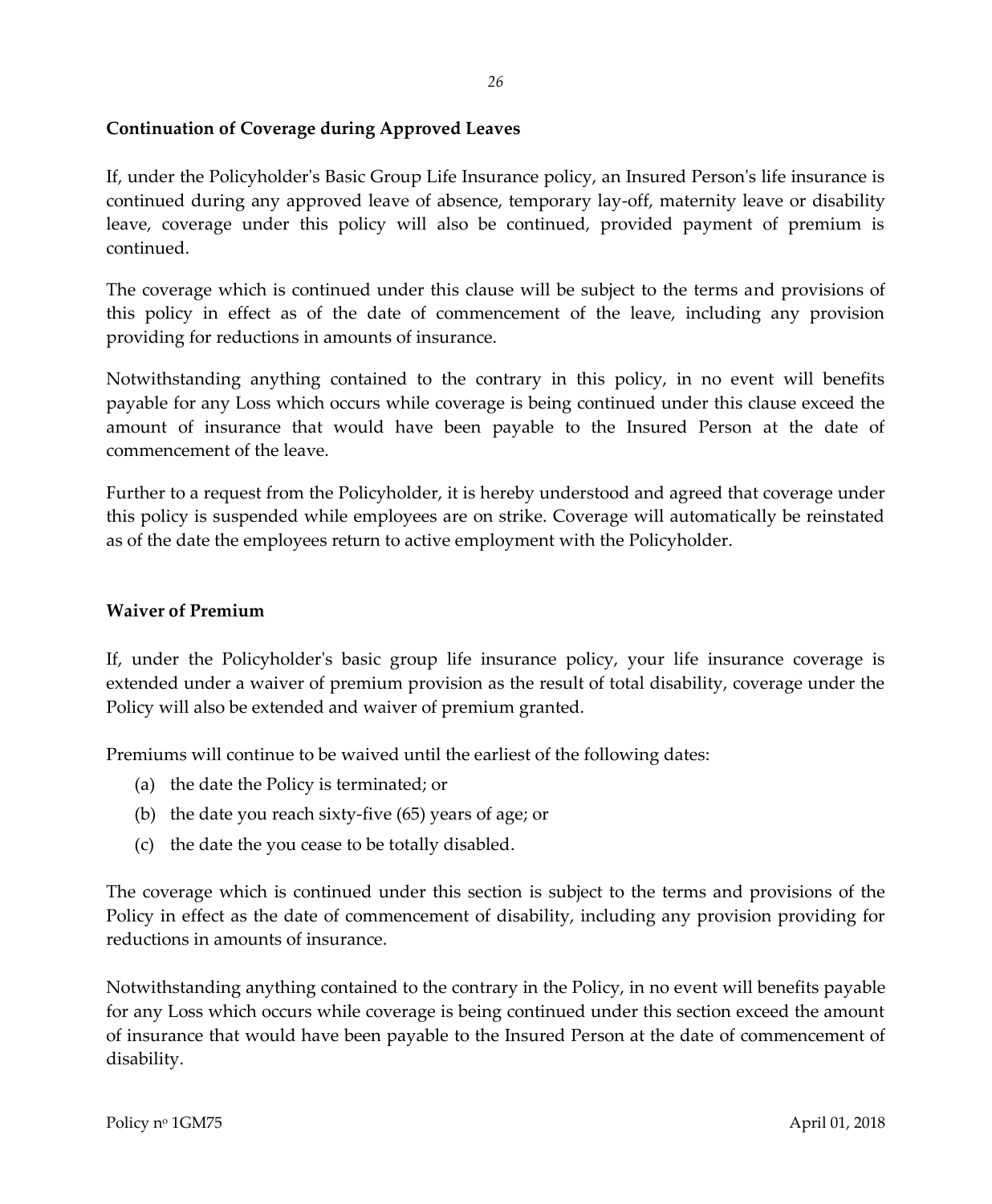## Continuation of Coverage during Approved Leaves

If, under the Policyholder's Basic Group Life Insurance policy, an Insured Person's life insurance is continued during any approved leave of absence, temporary lay-off, maternity leave or disability leave, coverage under this policy will also be continued, provided payment of premium is continued.

The coverage which is continued under this clause will be subject to the terms and provisions of this policy in effect as of the date of commencement of the leave, including any provision providing for reductions in amounts of insurance.

Notwithstanding anything contained to the contrary in this policy, in no event will benefits payable for any Loss which occurs while coverage is being continued under this clause exceed the amount of insurance that would have been payable to the Insured Person at the date of commencement of the leave.

Further to a request from the Policyholder, it is hereby understood and agreed that coverage under this policy is suspended while employees are on strike. Coverage will automatically be reinstated as of the date the employees return to active employment with the Policyholder.

## Waiver of Premium

If, under the Policyholder's basic group life insurance policy, your life insurance coverage is extended under a waiver of premium provision as the result of total disability, coverage under the Policy will also be extended and waiver of premium granted.

Premiums will continue to be waived until the earliest of the following dates:

(a) the date the Policy is terminated; or

(b) the date you reach sixty-five (65) years of age; or

(c) the date the you cease to be totally disabled.

The coverage which is continued under this section is subject to the terms and provisions of the Policy in effect as the date of commencement of disability, including any provision providing for reductions in amounts of insurance.

Notwithstanding anything contained to the contrary in the Policy, in no event will benefits payable for any Loss which occurs while coverage is being continued under this section exceed the amount of insurance that would have been payable to the Insured Person at the date of commencement of disability.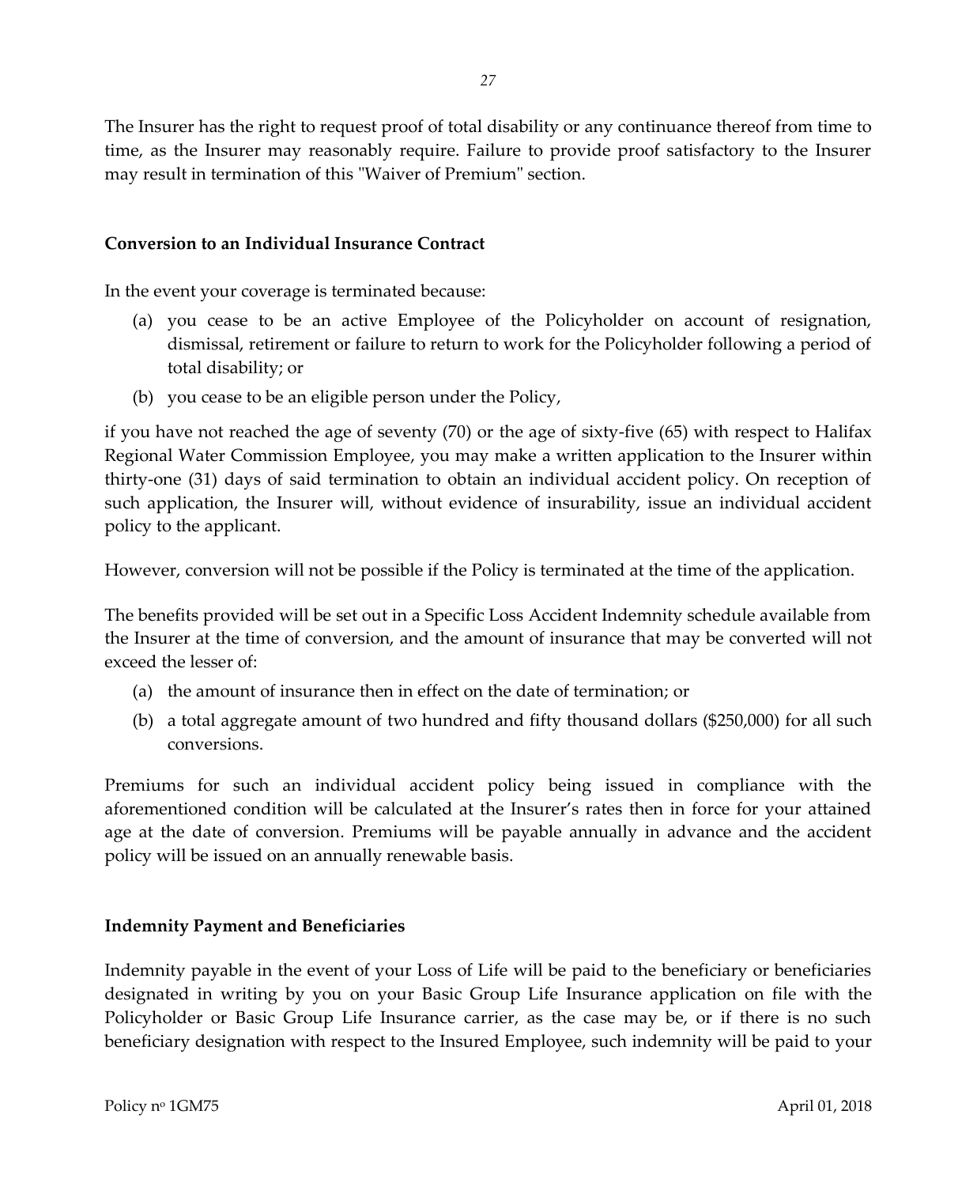The Insurer has the right to request proof of total disability or any continuance thereof from time to time, as the Insurer may reasonably require. Failure to provide proof satisfactory to the Insurer may result in termination of this "Waiver of Premium" section.

### Conversion to an Individual Insurance Contract

In the event your coverage is terminated because:

(a) you cease to be an active Employee of the Policyholder on account of resignation, dismissal, retirement or failure to return to work for the Policyholder following a period of total disability; or

(b) you cease to be an eligible person under the Policy,

if you have not reached the age of seventy (70) or the age of sixty-five (65) with respect to Halifax Regional Water Commission Employee, you may make a written application to the Insurer within thirty-one (31) days of said termination to obtain an individual accident policy. On reception of such application, the Insurer will, without evidence of insurability, issue an individual accident policy to the applicant.

However, conversion will not be possible if the Policy is terminated at the time of the application.

The benefits provided will be set out in a Specific Loss Accident Indemnity schedule available from the Insurer at the time of conversion, and the amount of insurance that may be converted will not exceed the lesser of:

(a) the amount of insurance then in effect on the date of termination; or

(b) a total aggregate amount of two hundred and fifty thousand dollars ($250,000) for all such conversions.

Premiums for such an individual accident policy being issued in compliance with the aforementioned condition will be calculated at the Insurer's rates then in force for your attained age at the date of conversion. Premiums will be payable annually in advance and the accident policy will be issued on an annually renewable basis.

### Indemnity Payment and Beneficiaries

Indemnity payable in the event of your Loss of Life will be paid to the beneficiary or beneficiaries designated in writing by you on your Basic Group Life Insurance application on file with the Policyholder or Basic Group Life Insurance carrier, as the case may be, or if there is no such beneficiary designation with respect to the Insured Employee, such indemnity will be paid to your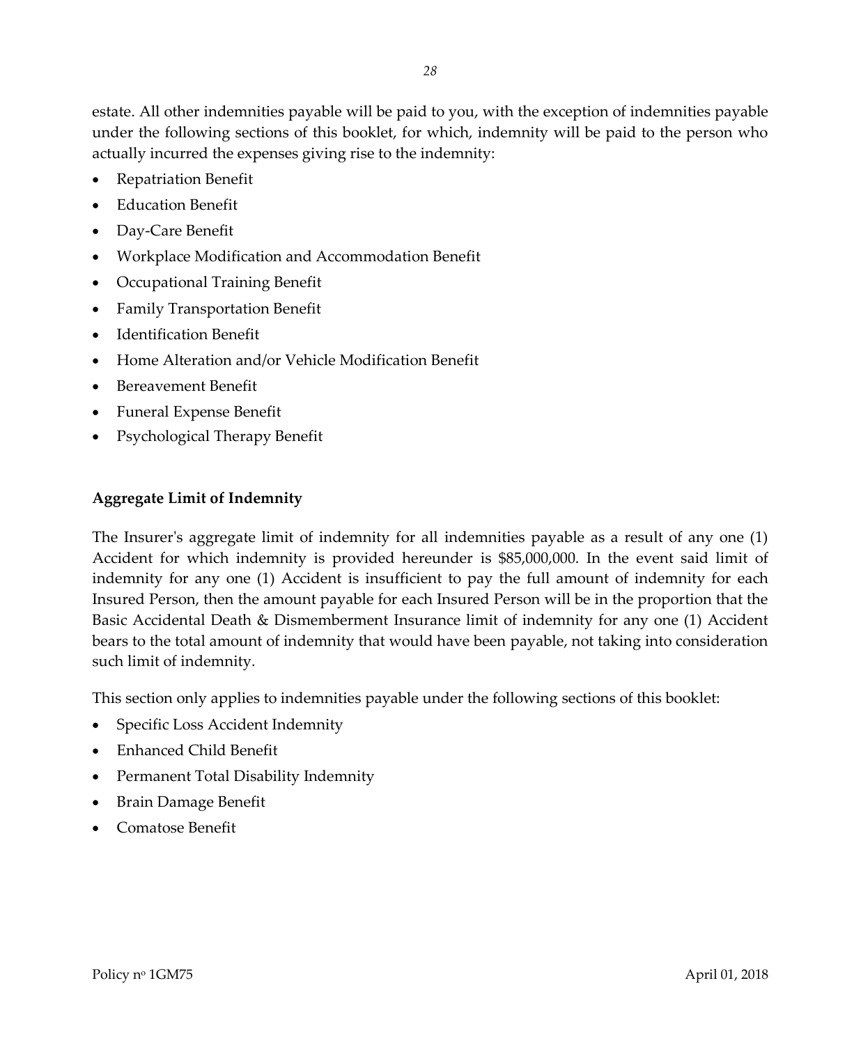estate. All other indemnities payable will be paid to you, with the exception of indemnities payable under the following sections of this booklet, for which, indemnity will be paid to the person who actually incurred the expenses giving rise to the indemnity:

- Repatriation Benefit
- Education Benefit
- Day-Care Benefit
- Workplace Modification and Accommodation Benefit
- Occupational Training Benefit
- Family Transportation Benefit
- Identification Benefit
- Home Alteration and/or Vehicle Modification Benefit
- Bereavement Benefit
- Funeral Expense Benefit
- Psychological Therapy Benefit

**Aggregate Limit of Indemnity**

The Insurer's aggregate limit of indemnity for all indemnities payable as a result of any one (1) Accident for which indemnity is provided hereunder is $85,000,000. In the event said limit of indemnity for any one (1) Accident is insufficient to pay the full amount of indemnity for each Insured Person, then the amount payable for each Insured Person will be in the proportion that the Basic Accidental Death & Dismemberment Insurance limit of indemnity for any one (1) Accident bears to the total amount of indemnity that would have been payable, not taking into consideration such limit of indemnity.

This section only applies to indemnities payable under the following sections of this booklet:

- Specific Loss Accident Indemnity
- Enhanced Child Benefit
- Permanent Total Disability Indemnity
- Brain Damage Benefit
- Comatose Benefit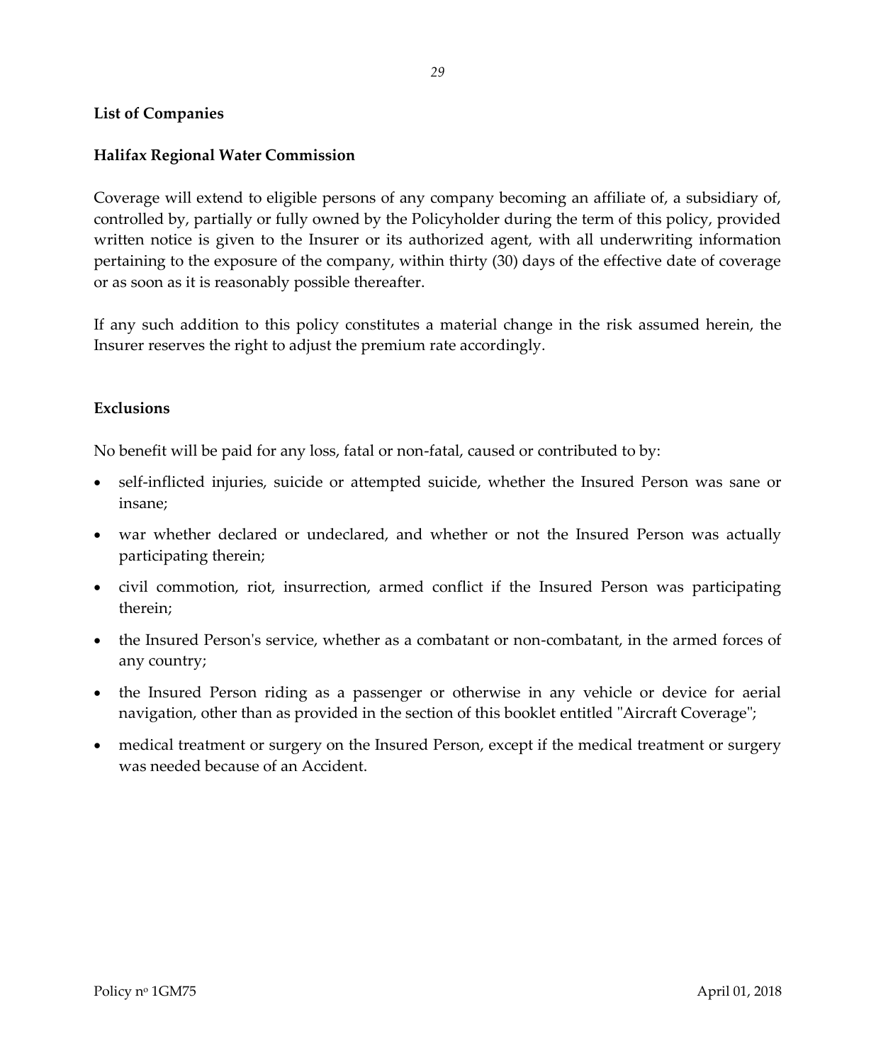**List of Companies**

**Halifax Regional Water Commission**

Coverage will extend to eligible persons of any company becoming an affiliate of, a subsidiary of, controlled by, partially or fully owned by the Policyholder during the term of this policy, provided written notice is given to the Insurer or its authorized agent, with all underwriting information pertaining to the exposure of the company, within thirty (30) days of the effective date of coverage or as soon as it is reasonably possible thereafter.

If any such addition to this policy constitutes a material change in the risk assumed herein, the Insurer reserves the right to adjust the premium rate accordingly.

**Exclusions**

No benefit will be paid for any loss, fatal or non-fatal, caused or contributed to by:

- self-inflicted injuries, suicide or attempted suicide, whether the Insured Person was sane or insane;
- war whether declared or undeclared, and whether or not the Insured Person was actually participating therein;
- civil commotion, riot, insurrection, armed conflict if the Insured Person was participating therein;
- the Insured Person's service, whether as a combatant or non-combatant, in the armed forces of any country;
- the Insured Person riding as a passenger or otherwise in any vehicle or device for aerial navigation, other than as provided in the section of this booklet entitled "Aircraft Coverage";
- medical treatment or surgery on the Insured Person, except if the medical treatment or surgery was needed because of an Accident.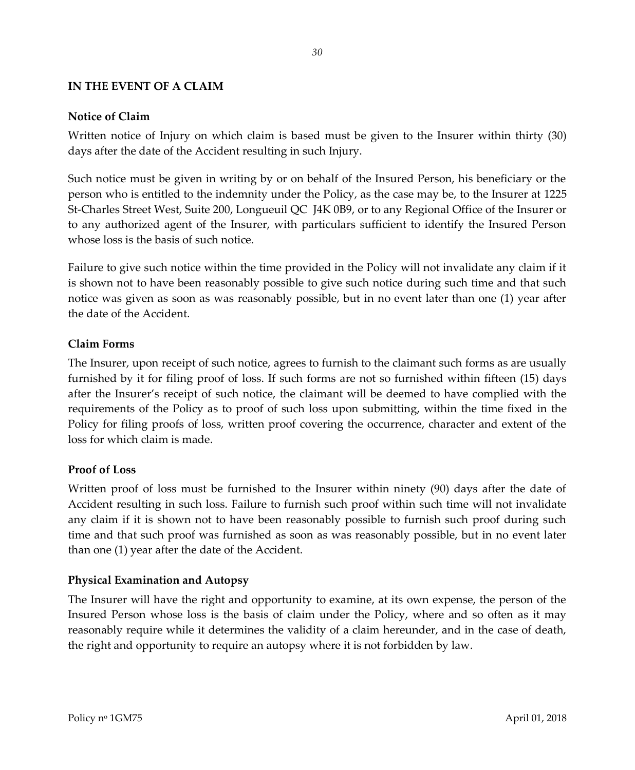## IN THE EVENT OF A CLAIM

### Notice of Claim

Written notice of Injury on which claim is based must be given to the Insurer within thirty (30) days after the date of the Accident resulting in such Injury.

Such notice must be given in writing by or on behalf of the Insured Person, his beneficiary or the person who is entitled to the indemnity under the Policy, as the case may be, to the Insurer at 1225 St-Charles Street West, Suite 200, Longueuil QC J4K 0B9, or to any Regional Office of the Insurer or to any authorized agent of the Insurer, with particulars sufficient to identify the Insured Person whose loss is the basis of such notice.

Failure to give such notice within the time provided in the Policy will not invalidate any claim if it is shown not to have been reasonably possible to give such notice during such time and that such notice was given as soon as was reasonably possible, but in no event later than one (1) year after the date of the Accident.

### Claim Forms

The Insurer, upon receipt of such notice, agrees to furnish to the claimant such forms as are usually furnished by it for filing proof of loss. If such forms are not so furnished within fifteen (15) days after the Insurer's receipt of such notice, the claimant will be deemed to have complied with the requirements of the Policy as to proof of such loss upon submitting, within the time fixed in the Policy for filing proofs of loss, written proof covering the occurrence, character and extent of the loss for which claim is made.

### Proof of Loss

Written proof of loss must be furnished to the Insurer within ninety (90) days after the date of Accident resulting in such loss. Failure to furnish such proof within such time will not invalidate any claim if it is shown not to have been reasonably possible to furnish such proof during such time and that such proof was furnished as soon as was reasonably possible, but in no event later than one (1) year after the date of the Accident.

### Physical Examination and Autopsy

The Insurer will have the right and opportunity to examine, at its own expense, the person of the Insured Person whose loss is the basis of claim under the Policy, where and so often as it may reasonably require while it determines the validity of a claim hereunder, and in the case of death, the right and opportunity to require an autopsy where it is not forbidden by law.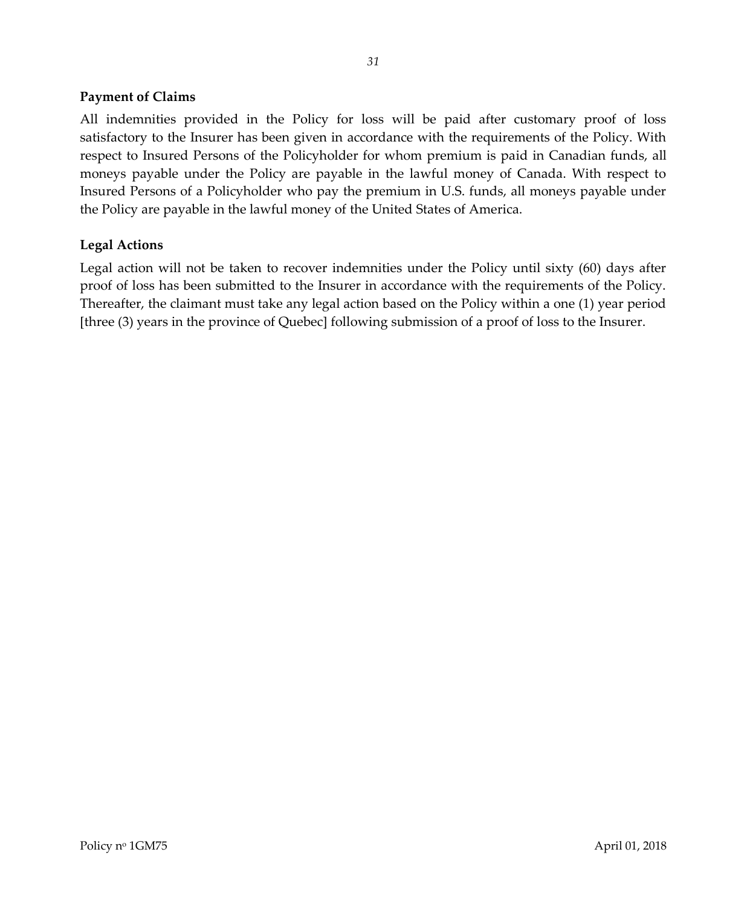### Payment of Claims

All indemnities provided in the Policy for loss will be paid after customary proof of loss satisfactory to the Insurer has been given in accordance with the requirements of the Policy. With respect to Insured Persons of the Policyholder for whom premium is paid in Canadian funds, all moneys payable under the Policy are payable in the lawful money of Canada. With respect to Insured Persons of a Policyholder who pay the premium in U.S. funds, all moneys payable under the Policy are payable in the lawful money of the United States of America.

### Legal Actions

Legal action will not be taken to recover indemnities under the Policy until sixty (60) days after proof of loss has been submitted to the Insurer in accordance with the requirements of the Policy. Thereafter, the claimant must take any legal action based on the Policy within a one (1) year period [three (3) years in the province of Quebec] following submission of a proof of loss to the Insurer.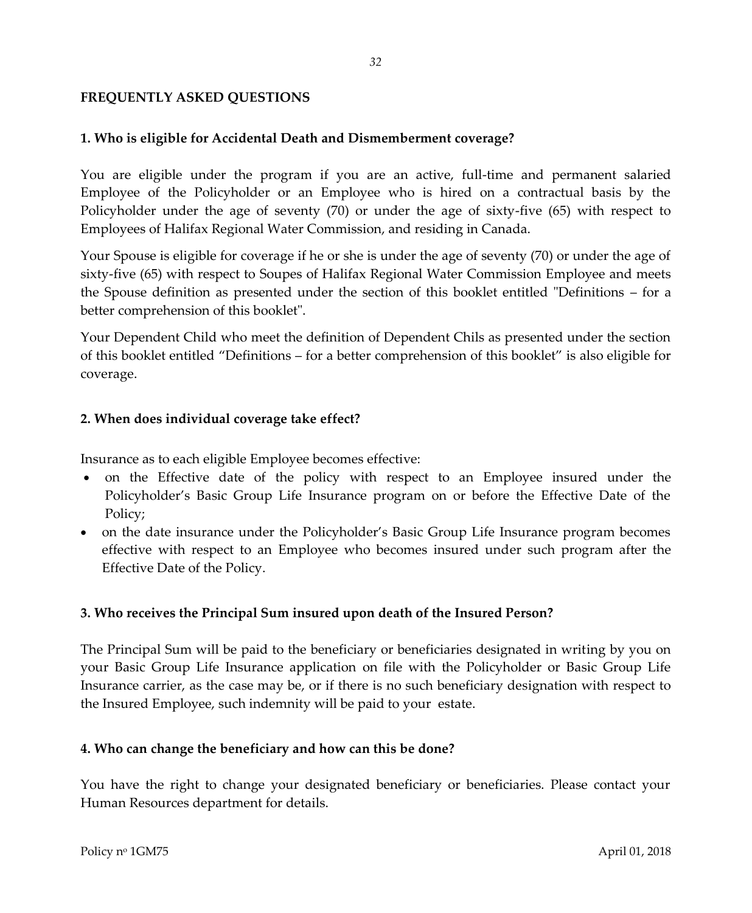## FREQUENTLY ASKED QUESTIONS

### 1. Who is eligible for Accidental Death and Dismemberment coverage?

You are eligible under the program if you are an active, full-time and permanent salaried Employee of the Policyholder or an Employee who is hired on a contractual basis by the Policyholder under the age of seventy (70) or under the age of sixty-five (65) with respect to Employees of Halifax Regional Water Commission, and residing in Canada.

Your Spouse is eligible for coverage if he or she is under the age of seventy (70) or under the age of sixty-five (65) with respect to Soupes of Halifax Regional Water Commission Employee and meets the Spouse definition as presented under the section of this booklet entitled "Definitions – for a better comprehension of this booklet".

Your Dependent Child who meet the definition of Dependent Chils as presented under the section of this booklet entitled "Definitions – for a better comprehension of this booklet" is also eligible for coverage.

### 2. When does individual coverage take effect?

Insurance as to each eligible Employee becomes effective:

- on the Effective date of the policy with respect to an Employee insured under the Policyholder's Basic Group Life Insurance program on or before the Effective Date of the Policy;
- on the date insurance under the Policyholder's Basic Group Life Insurance program becomes effective with respect to an Employee who becomes insured under such program after the Effective Date of the Policy.

### 3. Who receives the Principal Sum insured upon death of the Insured Person?

The Principal Sum will be paid to the beneficiary or beneficiaries designated in writing by you on your Basic Group Life Insurance application on file with the Policyholder or Basic Group Life Insurance carrier, as the case may be, or if there is no such beneficiary designation with respect to the Insured Employee, such indemnity will be paid to your estate.

### 4. Who can change the beneficiary and how can this be done?

You have the right to change your designated beneficiary or beneficiaries. Please contact your Human Resources department for details.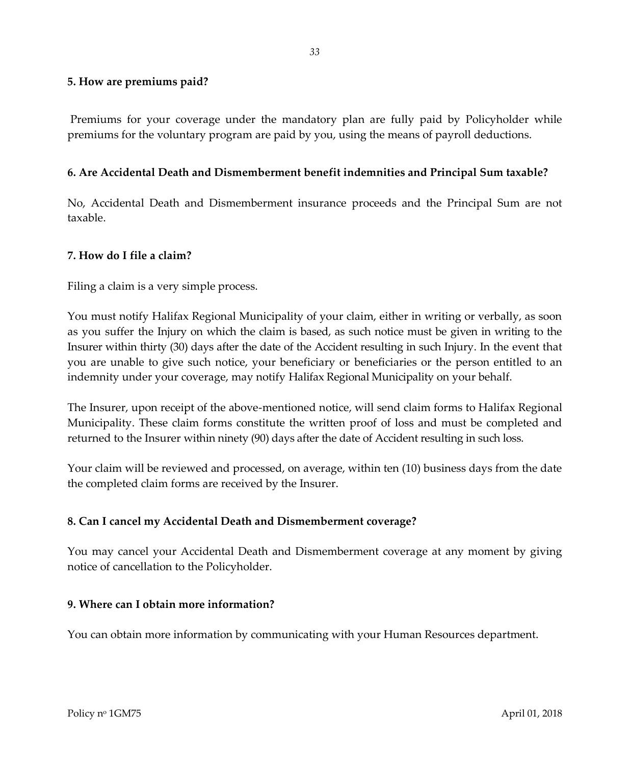**5. How are premiums paid?**

Premiums for your coverage under the mandatory plan are fully paid by Policyholder while premiums for the voluntary program are paid by you, using the means of payroll deductions.

**6. Are Accidental Death and Dismemberment benefit indemnities and Principal Sum taxable?**

No, Accidental Death and Dismemberment insurance proceeds and the Principal Sum are not taxable.

**7. How do I file a claim?**

Filing a claim is a very simple process.

You must notify Halifax Regional Municipality of your claim, either in writing or verbally, as soon as you suffer the Injury on which the claim is based, as such notice must be given in writing to the Insurer within thirty (30) days after the date of the Accident resulting in such Injury. In the event that you are unable to give such notice, your beneficiary or beneficiaries or the person entitled to an indemnity under your coverage, may notify Halifax Regional Municipality on your behalf.

The Insurer, upon receipt of the above-mentioned notice, will send claim forms to Halifax Regional Municipality. These claim forms constitute the written proof of loss and must be completed and returned to the Insurer within ninety (90) days after the date of Accident resulting in such loss.

Your claim will be reviewed and processed, on average, within ten (10) business days from the date the completed claim forms are received by the Insurer.

**8. Can I cancel my Accidental Death and Dismemberment coverage?**

You may cancel your Accidental Death and Dismemberment coverage at any moment by giving notice of cancellation to the Policyholder.

**9. Where can I obtain more information?**

You can obtain more information by communicating with your Human Resources department.